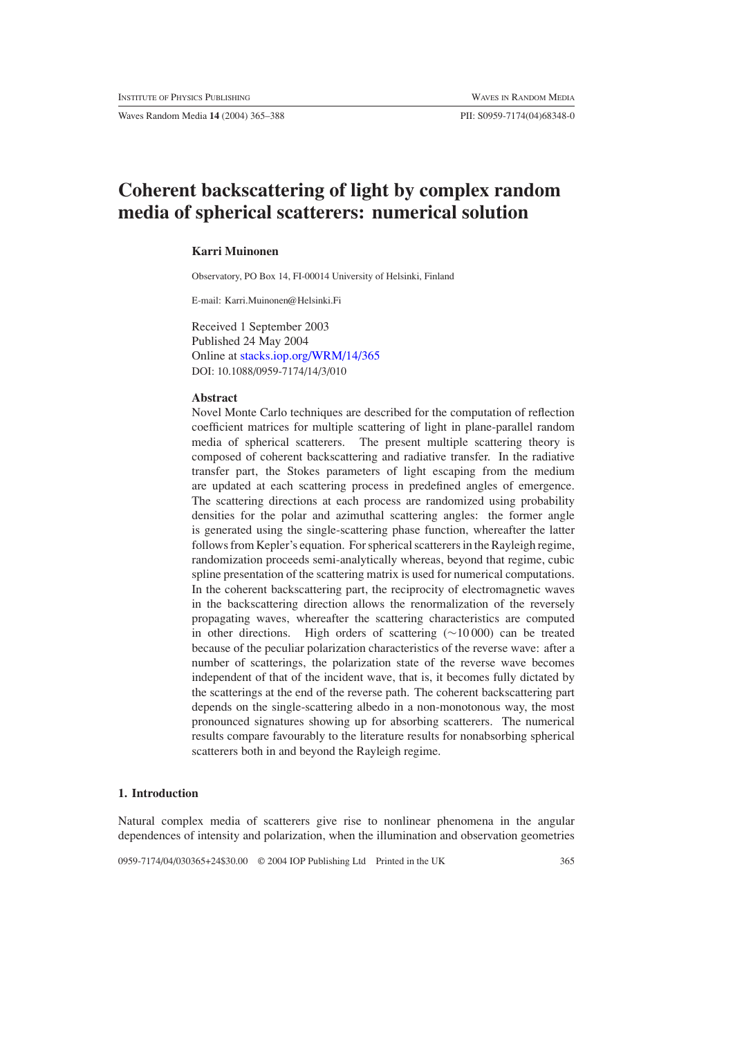# Coherent backscattering of light by complex random media of spherical scatterers: numerical solution

**Karri Muinonen**

Observatory, PO Box 14, FI-00014 University of Helsinki, Finland

E-mail: Karri.Muinonen@Helsinki.Fi

Received 1 September 2003
Published 24 May 2004
Online at stacks.iop.org/WRM/14/365
DOI: 10.1088/0959-7174/14/3/010

### Abstract

Novel Monte Carlo techniques are described for the computation of reflection coefficient matrices for multiple scattering of light in plane-parallel random media of spherical scatterers. The present multiple scattering theory is composed of coherent backscattering and radiative transfer. In the radiative transfer part, the Stokes parameters of light escaping from the medium are updated at each scattering process in predefined angles of emergence. The scattering directions at each process are randomized using probability densities for the polar and azimuthal scattering angles: the former angle is generated using the single-scattering phase function, whereafter the latter follows from Kepler's equation. For spherical scatterers in the Rayleigh regime, randomization proceeds semi-analytically whereas, beyond that regime, cubic spline presentation of the scattering matrix is used for numerical computations. In the coherent backscattering part, the reciprocity of electromagnetic waves in the backscattering direction allows the renormalization of the reversely propagating waves, whereafter the scattering characteristics are computed in other directions. High orders of scattering ($\sim$10 000) can be treated because of the peculiar polarization characteristics of the reverse wave: after a number of scatterings, the polarization state of the reverse wave becomes independent of that of the incident wave, that is, it becomes fully dictated by the scatterings at the end of the reverse path. The coherent backscattering part depends on the single-scattering albedo in a non-monotonous way, the most pronounced signatures showing up for absorbing scatterers. The numerical results compare favourably to the literature results for nonabsorbing spherical scatterers both in and beyond the Rayleigh regime.

## 1. Introduction

Natural complex media of scatterers give rise to nonlinear phenomena in the angular dependences of intensity and polarization, when the illumination and observation geometries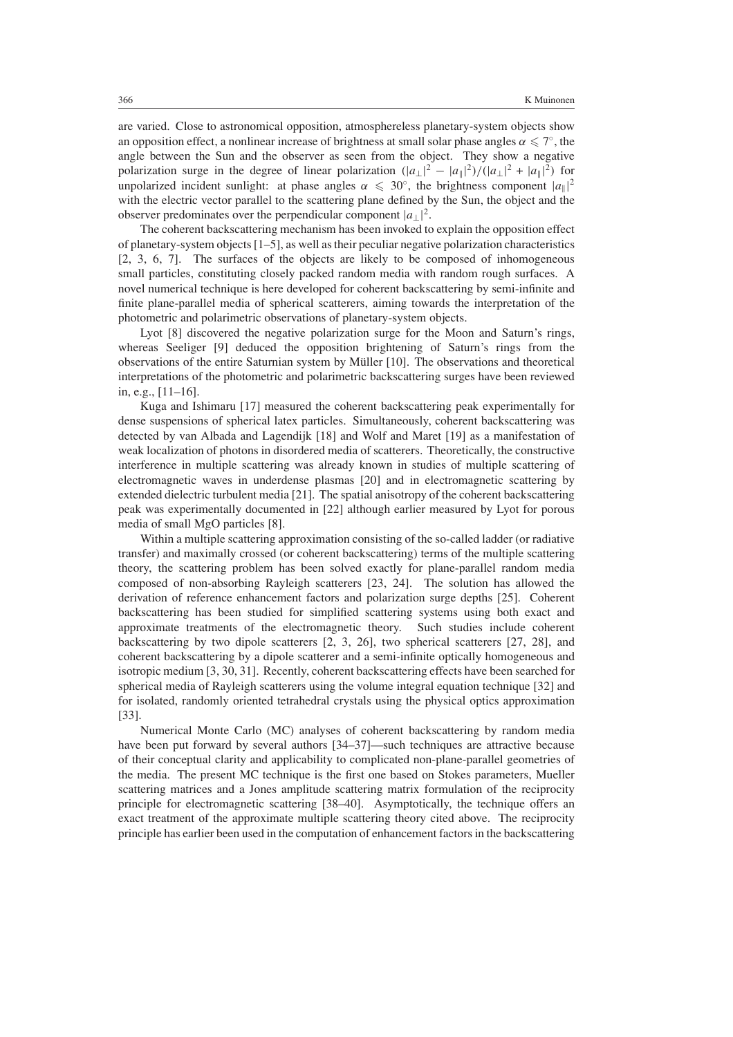are varied. Close to astronomical opposition, atmosphereless planetary-system objects show an opposition effect, a nonlinear increase of brightness at small solar phase angles $\alpha \leqslant 7^\circ$, the angle between the Sun and the observer as seen from the object. They show a negative polarization surge in the degree of linear polarization $(|a_\perp|^2 - |a_\parallel|^2)/(|a_\perp|^2 + |a_\parallel|^2)$ for unpolarized incident sunlight: at phase angles $\alpha \leqslant 30^\circ$, the brightness component $|a_\parallel|^2$ with the electric vector parallel to the scattering plane defined by the Sun, the object and the observer predominates over the perpendicular component $|a_\perp|^2$.

The coherent backscattering mechanism has been invoked to explain the opposition effect of planetary-system objects [1–5], as well as their peculiar negative polarization characteristics [2, 3, 6, 7]. The surfaces of the objects are likely to be composed of inhomogeneous small particles, constituting closely packed random media with random rough surfaces. A novel numerical technique is here developed for coherent backscattering by semi-infinite and finite plane-parallel media of spherical scatterers, aiming towards the interpretation of the photometric and polarimetric observations of planetary-system objects.

Lyot [8] discovered the negative polarization surge for the Moon and Saturn's rings, whereas Seeliger [9] deduced the opposition brightening of Saturn's rings from the observations of the entire Saturnian system by Müller [10]. The observations and theoretical interpretations of the photometric and polarimetric backscattering surges have been reviewed in, e.g., [11–16].

Kuga and Ishimaru [17] measured the coherent backscattering peak experimentally for dense suspensions of spherical latex particles. Simultaneously, coherent backscattering was detected by van Albada and Lagendijk [18] and Wolf and Maret [19] as a manifestation of weak localization of photons in disordered media of scatterers. Theoretically, the constructive interference in multiple scattering was already known in studies of multiple scattering of electromagnetic waves in underdense plasmas [20] and in electromagnetic scattering by extended dielectric turbulent media [21]. The spatial anisotropy of the coherent backscattering peak was experimentally documented in [22] although earlier measured by Lyot for porous media of small MgO particles [8].

Within a multiple scattering approximation consisting of the so-called ladder (or radiative transfer) and maximally crossed (or coherent backscattering) terms of the multiple scattering theory, the scattering problem has been solved exactly for plane-parallel random media composed of non-absorbing Rayleigh scatterers [23, 24]. The solution has allowed the derivation of reference enhancement factors and polarization surge depths [25]. Coherent backscattering has been studied for simplified scattering systems using both exact and approximate treatments of the electromagnetic theory. Such studies include coherent backscattering by two dipole scatterers [2, 3, 26], two spherical scatterers [27, 28], and coherent backscattering by a dipole scatterer and a semi-infinite optically homogeneous and isotropic medium [3, 30, 31]. Recently, coherent backscattering effects have been searched for spherical media of Rayleigh scatterers using the volume integral equation technique [32] and for isolated, randomly oriented tetrahedral crystals using the physical optics approximation [33].

Numerical Monte Carlo (MC) analyses of coherent backscattering by random media have been put forward by several authors [34–37]—such techniques are attractive because of their conceptual clarity and applicability to complicated non-plane-parallel geometries of the media. The present MC technique is the first one based on Stokes parameters, Mueller scattering matrices and a Jones amplitude scattering matrix formulation of the reciprocity principle for electromagnetic scattering [38–40]. Asymptotically, the technique offers an exact treatment of the approximate multiple scattering theory cited above. The reciprocity principle has earlier been used in the computation of enhancement factors in the backscattering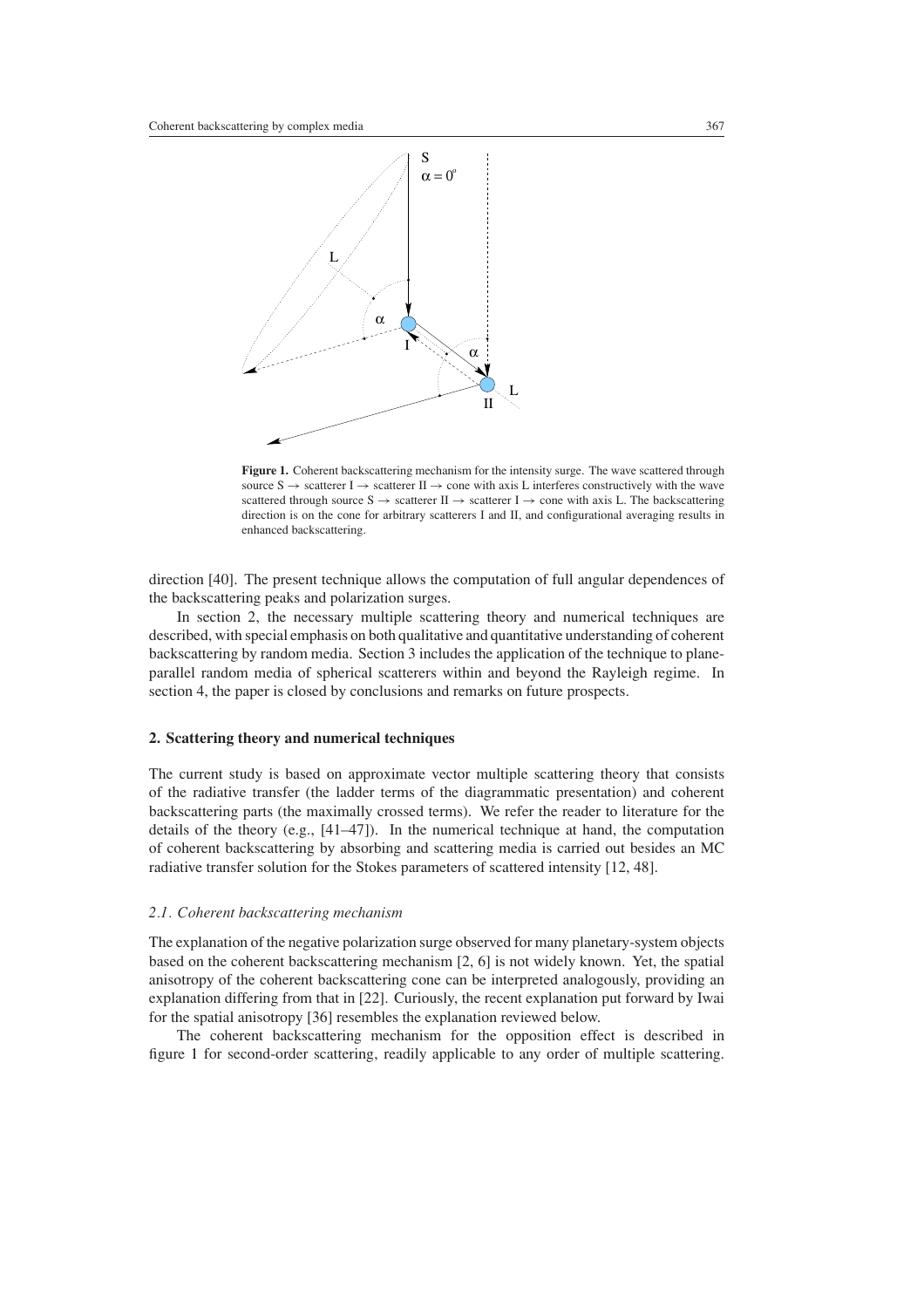**Figure 1.** Coherent backscattering mechanism for the intensity surge. The wave scattered through source S → scatterer I → scatterer II → cone with axis L interferes constructively with the wave scattered through source S → scatterer II → scatterer I → cone with axis L. The backscattering direction is on the cone for arbitrary scatterers I and II, and configurational averaging results in enhanced backscattering.

direction [40]. The present technique allows the computation of full angular dependences of the backscattering peaks and polarization surges.

In section 2, the necessary multiple scattering theory and numerical techniques are described, with special emphasis on both qualitative and quantitative understanding of coherent backscattering by random media. Section 3 includes the application of the technique to plane-parallel random media of spherical scatterers within and beyond the Rayleigh regime. In section 4, the paper is closed by conclusions and remarks on future prospects.

## 2. Scattering theory and numerical techniques

The current study is based on approximate vector multiple scattering theory that consists of the radiative transfer (the ladder terms of the diagrammatic presentation) and coherent backscattering parts (the maximally crossed terms). We refer the reader to literature for the details of the theory (e.g., [41–47]). In the numerical technique at hand, the computation of coherent backscattering by absorbing and scattering media is carried out besides an MC radiative transfer solution for the Stokes parameters of scattered intensity [12, 48].

### *2.1. Coherent backscattering mechanism*

The explanation of the negative polarization surge observed for many planetary-system objects based on the coherent backscattering mechanism [2, 6] is not widely known. Yet, the spatial anisotropy of the coherent backscattering cone can be interpreted analogously, providing an explanation differing from that in [22]. Curiously, the recent explanation put forward by Iwai for the spatial anisotropy [36] resembles the explanation reviewed below.

The coherent backscattering mechanism for the opposition effect is described in figure 1 for second-order scattering, readily applicable to any order of multiple scattering.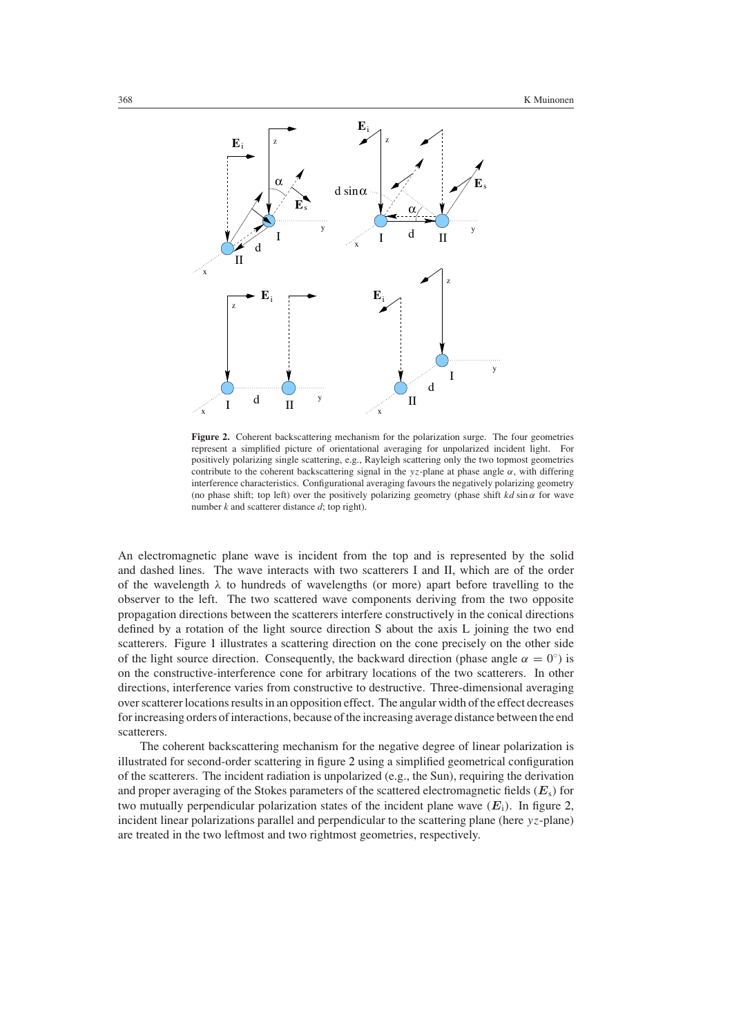**Figure 2.** Coherent backscattering mechanism for the polarization surge. The four geometries represent a simplified picture of orientational averaging for unpolarized incident light. For positively polarizing single scattering, e.g., Rayleigh scattering only the two topmost geometries contribute to the coherent backscattering signal in the $yz$-plane at phase angle $\alpha$, with differing interference characteristics. Configurational averaging favours the negatively polarizing geometry (no phase shift; top left) over the positively polarizing geometry (phase shift $kd \sin \alpha$ for wave number $k$ and scatterer distance $d$; top right).

An electromagnetic plane wave is incident from the top and is represented by the solid and dashed lines. The wave interacts with two scatterers I and II, which are of the order of the wavelength $\lambda$ to hundreds of wavelengths (or more) apart before travelling to the observer to the left. The two scattered wave components deriving from the two opposite propagation directions between the scatterers interfere constructively in the conical directions defined by a rotation of the light source direction S about the axis L joining the two end scatterers. Figure 1 illustrates a scattering direction on the cone precisely on the other side of the light source direction. Consequently, the backward direction (phase angle $\alpha = 0^\circ$) is on the constructive-interference cone for arbitrary locations of the two scatterers. In other directions, interference varies from constructive to destructive. Three-dimensional averaging over scatterer locations results in an opposition effect. The angular width of the effect decreases for increasing orders of interactions, because of the increasing average distance between the end scatterers.

The coherent backscattering mechanism for the negative degree of linear polarization is illustrated for second-order scattering in figure 2 using a simplified geometrical configuration of the scatterers. The incident radiation is unpolarized (e.g., the Sun), requiring the derivation and proper averaging of the Stokes parameters of the scattered electromagnetic fields ($\boldsymbol{E}_s$) for two mutually perpendicular polarization states of the incident plane wave ($\boldsymbol{E}_i$). In figure 2, incident linear polarizations parallel and perpendicular to the scattering plane (here $yz$-plane) are treated in the two leftmost and two rightmost geometries, respectively.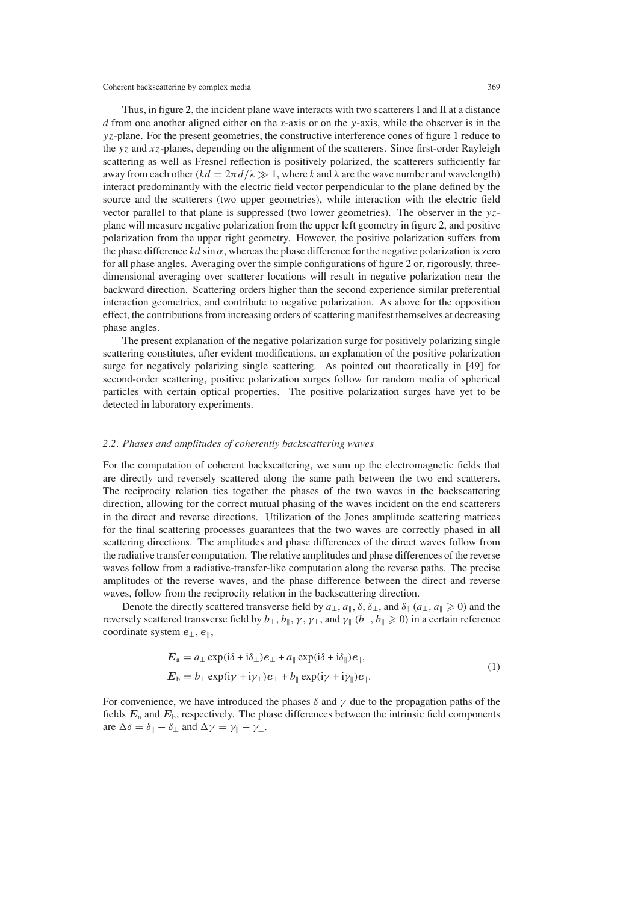Thus, in figure 2, the incident plane wave interacts with two scatterers I and II at a distance $d$ from one another aligned either on the $x$-axis or on the $y$-axis, while the observer is in the $yz$-plane. For the present geometries, the constructive interference cones of figure 1 reduce to the $yz$ and $xz$-planes, depending on the alignment of the scatterers. Since first-order Rayleigh scattering as well as Fresnel reflection is positively polarized, the scatterers sufficiently far away from each other ($kd = 2\pi d/\lambda \gg 1$, where $k$ and $\lambda$ are the wave number and wavelength) interact predominantly with the electric field vector perpendicular to the plane defined by the source and the scatterers (two upper geometries), while interaction with the electric field vector parallel to that plane is suppressed (two lower geometries). The observer in the $yz$-plane will measure negative polarization from the upper left geometry in figure 2, and positive polarization from the upper right geometry. However, the positive polarization suffers from the phase difference $kd \sin\alpha$, whereas the phase difference for the negative polarization is zero for all phase angles. Averaging over the simple configurations of figure 2 or, rigorously, three-dimensional averaging over scatterer locations will result in negative polarization near the backward direction. Scattering orders higher than the second experience similar preferential interaction geometries, and contribute to negative polarization. As above for the opposition effect, the contributions from increasing orders of scattering manifest themselves at decreasing phase angles.

The present explanation of the negative polarization surge for positively polarizing single scattering constitutes, after evident modifications, an explanation of the positive polarization surge for negatively polarizing single scattering. As pointed out theoretically in [49] for second-order scattering, positive polarization surges follow for random media of spherical particles with certain optical properties. The positive polarization surges have yet to be detected in laboratory experiments.

### 2.2. Phases and amplitudes of coherently backscattering waves

For the computation of coherent backscattering, we sum up the electromagnetic fields that are directly and reversely scattered along the same path between the two end scatterers. The reciprocity relation ties together the phases of the two waves in the backscattering direction, allowing for the correct mutual phasing of the waves incident on the end scatterers in the direct and reverse directions. Utilization of the Jones amplitude scattering matrices for the final scattering processes guarantees that the two waves are correctly phased in all scattering directions. The amplitudes and phase differences of the direct waves follow from the radiative transfer computation. The relative amplitudes and phase differences of the reverse waves follow from a radiative-transfer-like computation along the reverse paths. The precise amplitudes of the reverse waves, and the phase difference between the direct and reverse waves, follow from the reciprocity relation in the backscattering direction.

Denote the directly scattered transverse field by $a_\perp$, $a_\parallel$, $\delta$, $\delta_\perp$, and $\delta_\parallel$ ($a_\perp, a_\parallel \geqslant 0$) and the reversely scattered transverse field by $b_\perp$, $b_\parallel$, $\gamma$, $\gamma_\perp$, and $\gamma_\parallel$ ($b_\perp, b_\parallel \geqslant 0$) in a certain reference coordinate system $\boldsymbol{e}_\perp$, $\boldsymbol{e}_\parallel$,

$$
\begin{aligned}
\boldsymbol{E}_\mathrm{a} &= a_\perp \exp(\mathrm{i}\delta + \mathrm{i}\delta_\perp)\boldsymbol{e}_\perp + a_\parallel \exp(\mathrm{i}\delta + \mathrm{i}\delta_\parallel)\boldsymbol{e}_\parallel, \\
\boldsymbol{E}_\mathrm{b} &= b_\perp \exp(\mathrm{i}\gamma + \mathrm{i}\gamma_\perp)\boldsymbol{e}_\perp + b_\parallel \exp(\mathrm{i}\gamma + \mathrm{i}\gamma_\parallel)\boldsymbol{e}_\parallel.
\end{aligned}
\tag{1}
$$

For convenience, we have introduced the phases $\delta$ and $\gamma$ due to the propagation paths of the fields $\boldsymbol{E}_\mathrm{a}$ and $\boldsymbol{E}_\mathrm{b}$, respectively. The phase differences between the intrinsic field components are $\Delta\delta = \delta_\parallel - \delta_\perp$ and $\Delta\gamma = \gamma_\parallel - \gamma_\perp$.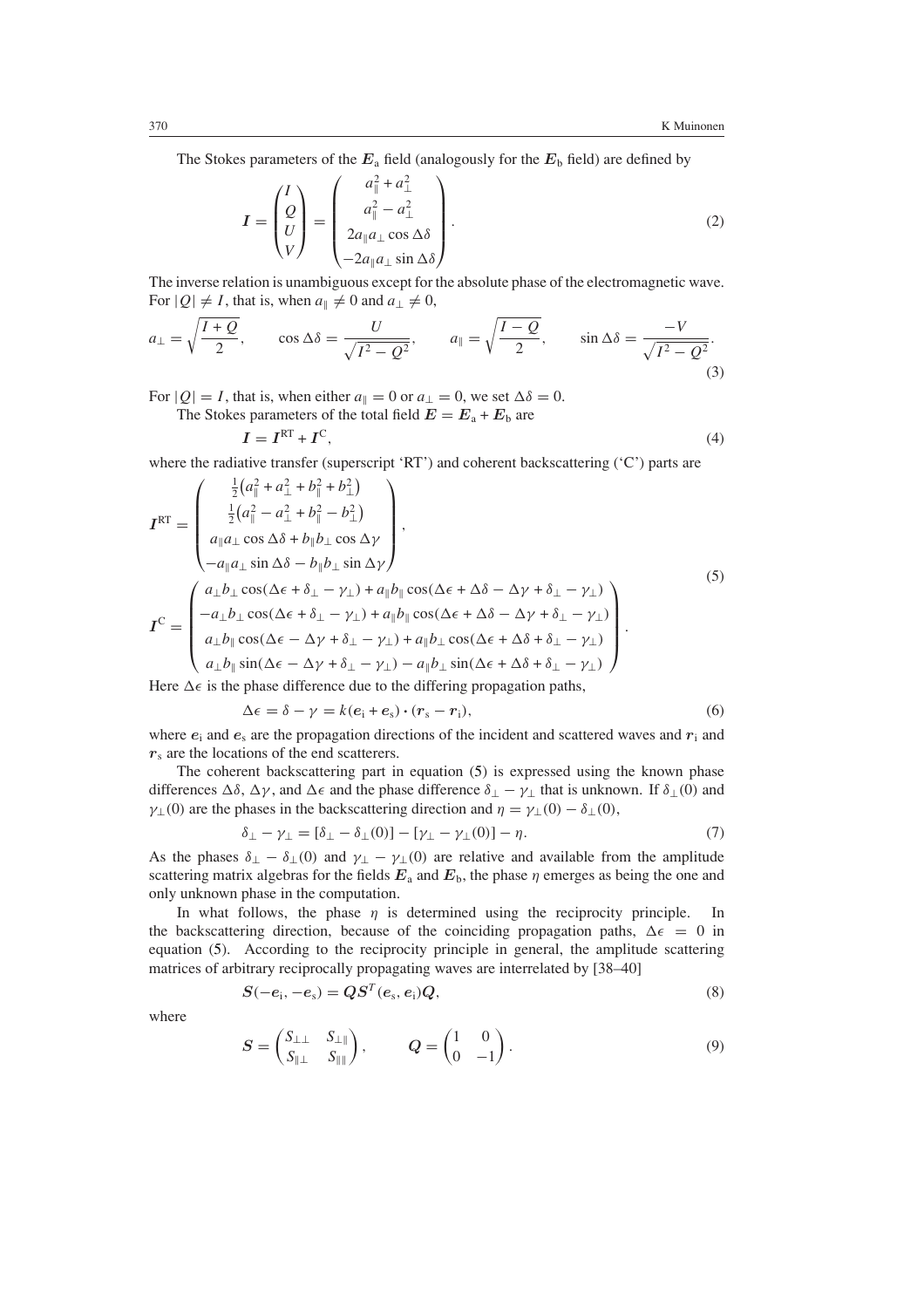The Stokes parameters of the $\boldsymbol{E}_{\mathrm{a}}$ field (analogously for the $\boldsymbol{E}_{\mathrm{b}}$ field) are defined by

$$\boldsymbol{I} = \begin{pmatrix} I \\ Q \\ U \\ V \end{pmatrix} = \begin{pmatrix} a_{\parallel}^2 + a_{\perp}^2 \\ a_{\parallel}^2 - a_{\perp}^2 \\ 2a_{\parallel}a_{\perp}\cos\Delta\delta \\ -2a_{\parallel}a_{\perp}\sin\Delta\delta \end{pmatrix}. \tag{2}$$

The inverse relation is unambiguous except for the absolute phase of the electromagnetic wave. For $|Q| \neq I$, that is, when $a_{\parallel} \neq 0$ and $a_{\perp} \neq 0$,

$$a_{\perp} = \sqrt{\frac{I+Q}{2}}, \qquad \cos\Delta\delta = \frac{U}{\sqrt{I^2 - Q^2}}, \qquad a_{\parallel} = \sqrt{\frac{I-Q}{2}}, \qquad \sin\Delta\delta = \frac{-V}{\sqrt{I^2 - Q^2}}. \tag{3}$$

For $|Q| = I$, that is, when either $a_{\parallel} = 0$ or $a_{\perp} = 0$, we set $\Delta\delta = 0$.

The Stokes parameters of the total field $\boldsymbol{E} = \boldsymbol{E}_{\mathrm{a}} + \boldsymbol{E}_{\mathrm{b}}$ are

$$\boldsymbol{I} = \boldsymbol{I}^{\mathrm{RT}} + \boldsymbol{I}^{\mathrm{C}}, \tag{4}$$

where the radiative transfer (superscript 'RT') and coherent backscattering ('C') parts are

$$\begin{gathered}
\boldsymbol{I}^{\mathrm{RT}} = \begin{pmatrix} \frac{1}{2}\left(a_{\parallel}^2 + a_{\perp}^2 + b_{\parallel}^2 + b_{\perp}^2\right) \\ \frac{1}{2}\left(a_{\parallel}^2 - a_{\perp}^2 + b_{\parallel}^2 - b_{\perp}^2\right) \\ a_{\parallel}a_{\perp}\cos\Delta\delta + b_{\parallel}b_{\perp}\cos\Delta\gamma \\ -a_{\parallel}a_{\perp}\sin\Delta\delta - b_{\parallel}b_{\perp}\sin\Delta\gamma \end{pmatrix}, \\
\boldsymbol{I}^{\mathrm{C}} = \begin{pmatrix} a_{\perp}b_{\perp}\cos(\Delta\epsilon + \delta_{\perp} - \gamma_{\perp}) + a_{\parallel}b_{\parallel}\cos(\Delta\epsilon + \Delta\delta - \Delta\gamma + \delta_{\perp} - \gamma_{\perp}) \\ -a_{\perp}b_{\perp}\cos(\Delta\epsilon + \delta_{\perp} - \gamma_{\perp}) + a_{\parallel}b_{\parallel}\cos(\Delta\epsilon + \Delta\delta - \Delta\gamma + \delta_{\perp} - \gamma_{\perp}) \\ a_{\perp}b_{\parallel}\cos(\Delta\epsilon - \Delta\gamma + \delta_{\perp} - \gamma_{\perp}) + a_{\parallel}b_{\perp}\cos(\Delta\epsilon + \Delta\delta + \delta_{\perp} - \gamma_{\perp}) \\ a_{\perp}b_{\parallel}\sin(\Delta\epsilon - \Delta\gamma + \delta_{\perp} - \gamma_{\perp}) - a_{\parallel}b_{\perp}\sin(\Delta\epsilon + \Delta\delta + \delta_{\perp} - \gamma_{\perp}) \end{pmatrix}.
\end{gathered} \tag{5}$$

Here $\Delta\epsilon$ is the phase difference due to the differing propagation paths,

$$\Delta\epsilon = \delta - \gamma = k(\boldsymbol{e}_{\mathrm{i}} + \boldsymbol{e}_{\mathrm{s}}) \cdot (\boldsymbol{r}_{\mathrm{s}} - \boldsymbol{r}_{\mathrm{i}}), \tag{6}$$

where $\boldsymbol{e}_{\mathrm{i}}$ and $\boldsymbol{e}_{\mathrm{s}}$ are the propagation directions of the incident and scattered waves and $\boldsymbol{r}_{\mathrm{i}}$ and $\boldsymbol{r}_{\mathrm{s}}$ are the locations of the end scatterers.

The coherent backscattering part in equation (5) is expressed using the known phase differences $\Delta\delta$, $\Delta\gamma$, and $\Delta\epsilon$ and the phase difference $\delta_{\perp} - \gamma_{\perp}$ that is unknown. If $\delta_{\perp}(0)$ and $\gamma_{\perp}(0)$ are the phases in the backscattering direction and $\eta = \gamma_{\perp}(0) - \delta_{\perp}(0)$,

$$\delta_{\perp} - \gamma_{\perp} = [\delta_{\perp} - \delta_{\perp}(0)] - [\gamma_{\perp} - \gamma_{\perp}(0)] - \eta. \tag{7}$$

As the phases $\delta_{\perp} - \delta_{\perp}(0)$ and $\gamma_{\perp} - \gamma_{\perp}(0)$ are relative and available from the amplitude scattering matrix algebras for the fields $\boldsymbol{E}_{\mathrm{a}}$ and $\boldsymbol{E}_{\mathrm{b}}$, the phase $\eta$ emerges as being the one and only unknown phase in the computation.

In what follows, the phase $\eta$ is determined using the reciprocity principle. In the backscattering direction, because of the coinciding propagation paths, $\Delta\epsilon = 0$ in equation (5). According to the reciprocity principle in general, the amplitude scattering matrices of arbitrary reciprocally propagating waves are interrelated by [38–40]

$$\boldsymbol{S}(-\boldsymbol{e}_{\mathrm{i}}, -\boldsymbol{e}_{\mathrm{s}}) = \boldsymbol{Q}\boldsymbol{S}^{T}(\boldsymbol{e}_{\mathrm{s}}, \boldsymbol{e}_{\mathrm{i}})\boldsymbol{Q}, \tag{8}$$

where

$$\boldsymbol{S} = \begin{pmatrix} S_{\perp\perp} & S_{\perp\parallel} \\ S_{\parallel\perp} & S_{\parallel\parallel} \end{pmatrix}, \qquad \boldsymbol{Q} = \begin{pmatrix} 1 & 0 \\ 0 & -1 \end{pmatrix}. \tag{9}$$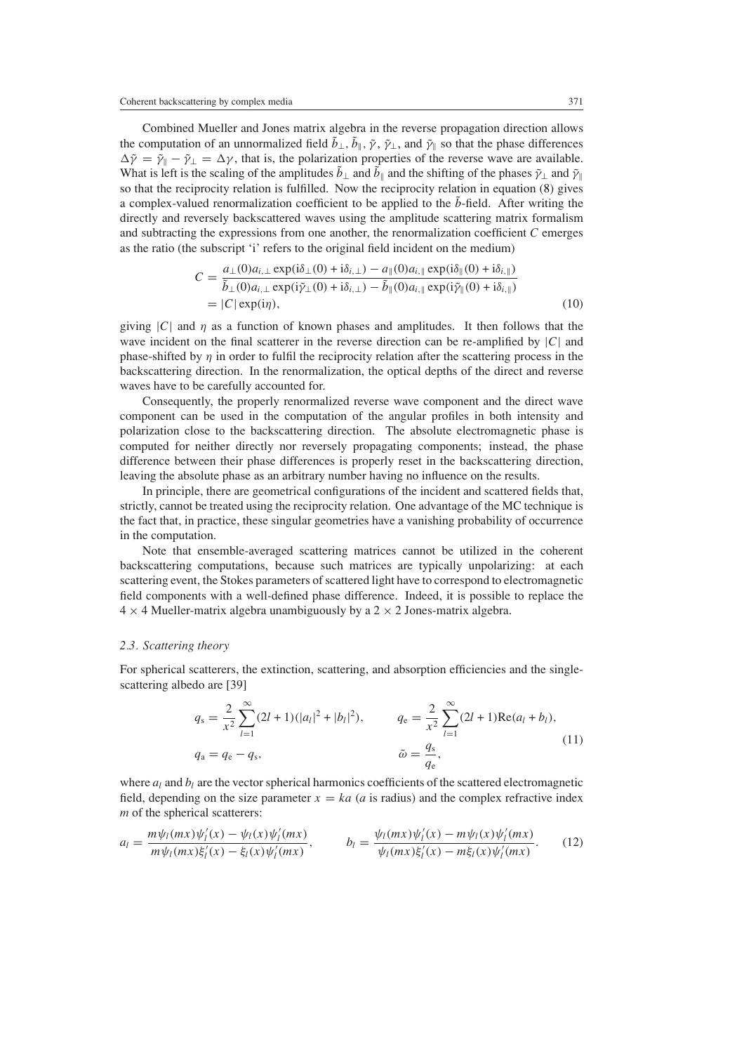Combined Mueller and Jones matrix algebra in the reverse propagation direction allows the computation of an unnormalized field $\tilde{b}_\perp$, $\tilde{b}_\parallel$, $\tilde{\gamma}$, $\tilde{\gamma}_\perp$, and $\tilde{\gamma}_\parallel$ so that the phase differences $\Delta\tilde{\gamma} = \tilde{\gamma}_\parallel - \tilde{\gamma}_\perp = \Delta\gamma$, that is, the polarization properties of the reverse wave are available. What is left is the scaling of the amplitudes $\tilde{b}_\perp$ and $\tilde{b}_\parallel$ and the shifting of the phases $\tilde{\gamma}_\perp$ and $\tilde{\gamma}_\parallel$ so that the reciprocity relation is fulfilled. Now the reciprocity relation in equation (8) gives a complex-valued renormalization coefficient to be applied to the $\tilde{b}$-field. After writing the directly and reversely backscattered waves using the amplitude scattering matrix formalism and subtracting the expressions from one another, the renormalization coefficient $C$ emerges as the ratio (the subscript 'i' refers to the original field incident on the medium)

$$
\begin{aligned}
C &= \frac{a_\perp(0)a_{i,\perp}\exp(\mathrm{i}\delta_\perp(0) + \mathrm{i}\delta_{i,\perp}) - a_\parallel(0)a_{i,\parallel}\exp(\mathrm{i}\delta_\parallel(0) + \mathrm{i}\delta_{i,\parallel})}{\tilde{b}_\perp(0)a_{i,\perp}\exp(\mathrm{i}\tilde{\gamma}_\perp(0) + \mathrm{i}\delta_{i,\perp}) - \tilde{b}_\parallel(0)a_{i,\parallel}\exp(\mathrm{i}\tilde{\gamma}_\parallel(0) + \mathrm{i}\delta_{i,\parallel})} \\
&= |C|\exp(\mathrm{i}\eta),
\end{aligned} \tag{10}
$$

giving $|C|$ and $\eta$ as a function of known phases and amplitudes. It then follows that the wave incident on the final scatterer in the reverse direction can be re-amplified by $|C|$ and phase-shifted by $\eta$ in order to fulfil the reciprocity relation after the scattering process in the backscattering direction. In the renormalization, the optical depths of the direct and reverse waves have to be carefully accounted for.

Consequently, the properly renormalized reverse wave component and the direct wave component can be used in the computation of the angular profiles in both intensity and polarization close to the backscattering direction. The absolute electromagnetic phase is computed for neither directly nor reversely propagating components; instead, the phase difference between their phase differences is properly reset in the backscattering direction, leaving the absolute phase as an arbitrary number having no influence on the results.

In principle, there are geometrical configurations of the incident and scattered fields that, strictly, cannot be treated using the reciprocity relation. One advantage of the MC technique is the fact that, in practice, these singular geometries have a vanishing probability of occurrence in the computation.

Note that ensemble-averaged scattering matrices cannot be utilized in the coherent backscattering computations, because such matrices are typically unpolarizing: at each scattering event, the Stokes parameters of scattered light have to correspond to electromagnetic field components with a well-defined phase difference. Indeed, it is possible to replace the $4 \times 4$ Mueller-matrix algebra unambiguously by a $2 \times 2$ Jones-matrix algebra.

### 2.3. Scattering theory

For spherical scatterers, the extinction, scattering, and absorption efficiencies and the single-scattering albedo are [39]

$$
\begin{aligned}
q_\mathrm{s} &= \frac{2}{x^2}\sum_{l=1}^{\infty}(2l+1)(|a_l|^2 + |b_l|^2), & q_\mathrm{e} &= \frac{2}{x^2}\sum_{l=1}^{\infty}(2l+1)\mathrm{Re}(a_l + b_l), \\
q_\mathrm{a} &= q_\mathrm{e} - q_\mathrm{s}, & \tilde{\omega} &= \frac{q_\mathrm{s}}{q_\mathrm{e}},
\end{aligned} \tag{11}
$$

where $a_l$ and $b_l$ are the vector spherical harmonics coefficients of the scattered electromagnetic field, depending on the size parameter $x = ka$ ($a$ is radius) and the complex refractive index $m$ of the spherical scatterers:

$$
a_l = \frac{m\psi_l(mx)\psi_l'(x) - \psi_l(x)\psi_l'(mx)}{m\psi_l(mx)\xi_l'(x) - \xi_l(x)\psi_l'(mx)}, \qquad b_l = \frac{\psi_l(mx)\psi_l'(x) - m\psi_l(x)\psi_l'(mx)}{\psi_l(mx)\xi_l'(x) - m\xi_l(x)\psi_l'(mx)}. \tag{12}
$$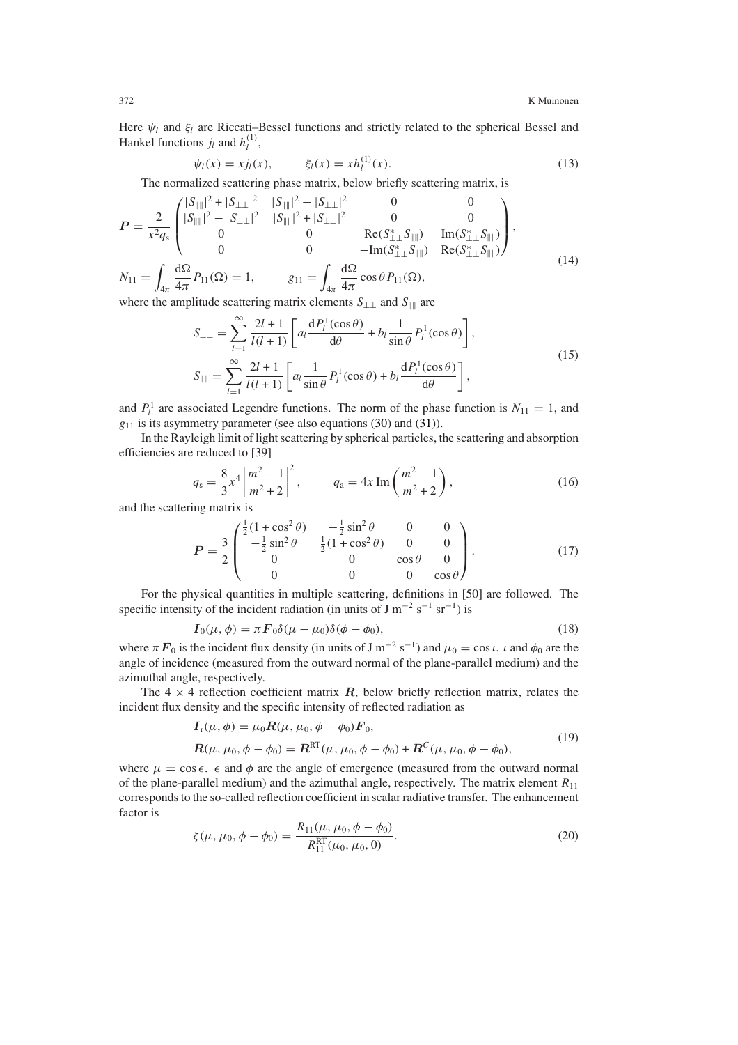Here $\psi_l$ and $\xi_l$ are Riccati–Bessel functions and strictly related to the spherical Bessel and Hankel functions $j_l$ and $h_l^{(1)}$,

$$\psi_l(x) = x j_l(x), \qquad \xi_l(x) = x h_l^{(1)}(x). \tag{13}$$

The normalized scattering phase matrix, below briefly scattering matrix, is

$$\boldsymbol{P} = \frac{2}{x^2 q_s} \begin{pmatrix} |S_{\|\|}|^2 + |S_{\perp\perp}|^2 & |S_{\|\|}|^2 - |S_{\perp\perp}|^2 & 0 & 0 \\ |S_{\|\|}|^2 - |S_{\perp\perp}|^2 & |S_{\|\|}|^2 + |S_{\perp\perp}|^2 & 0 & 0 \\ 0 & 0 & \mathrm{Re}(S_{\perp\perp}^* S_{\|\|}) & \mathrm{Im}(S_{\perp\perp}^* S_{\|\|}) \\ 0 & 0 & -\mathrm{Im}(S_{\perp\perp}^* S_{\|\|}) & \mathrm{Re}(S_{\perp\perp}^* S_{\|\|}) \end{pmatrix},$$

$$N_{11} = \int_{4\pi} \frac{\mathrm{d}\Omega}{4\pi} P_{11}(\Omega) = 1, \qquad g_{11} = \int_{4\pi} \frac{\mathrm{d}\Omega}{4\pi} \cos\theta\, P_{11}(\Omega), \tag{14}$$

where the amplitude scattering matrix elements $S_{\perp\perp}$ and $S_{\|\|}$ are

$$S_{\perp\perp} = \sum_{l=1}^{\infty} \frac{2l+1}{l(l+1)} \left[ a_l \frac{\mathrm{d}P_l^1(\cos\theta)}{\mathrm{d}\theta} + b_l \frac{1}{\sin\theta} P_l^1(\cos\theta) \right],$$

$$S_{\|\|} = \sum_{l=1}^{\infty} \frac{2l+1}{l(l+1)} \left[ a_l \frac{1}{\sin\theta} P_l^1(\cos\theta) + b_l \frac{\mathrm{d}P_l^1(\cos\theta)}{\mathrm{d}\theta} \right], \tag{15}$$

and $P_l^1$ are associated Legendre functions. The norm of the phase function is $N_{11} = 1$, and $g_{11}$ is its asymmetry parameter (see also equations (30) and (31)).

In the Rayleigh limit of light scattering by spherical particles, the scattering and absorption efficiencies are reduced to [39]

$$q_s = \frac{8}{3} x^4 \left| \frac{m^2 - 1}{m^2 + 2} \right|^2, \qquad q_a = 4x\, \mathrm{Im}\left( \frac{m^2 - 1}{m^2 + 2} \right), \tag{16}$$

and the scattering matrix is

$$\boldsymbol{P} = \frac{3}{2} \begin{pmatrix} \frac{1}{2}(1 + \cos^2\theta) & -\frac{1}{2}\sin^2\theta & 0 & 0 \\ -\frac{1}{2}\sin^2\theta & \frac{1}{2}(1 + \cos^2\theta) & 0 & 0 \\ 0 & 0 & \cos\theta & 0 \\ 0 & 0 & 0 & \cos\theta \end{pmatrix}. \tag{17}$$

For the physical quantities in multiple scattering, definitions in [50] are followed. The specific intensity of the incident radiation (in units of J m$^{-2}$ s$^{-1}$ sr$^{-1}$) is

$$\boldsymbol{I}_0(\mu, \phi) = \pi \boldsymbol{F}_0 \delta(\mu - \mu_0) \delta(\phi - \phi_0), \tag{18}$$

where $\pi \boldsymbol{F}_0$ is the incident flux density (in units of J m$^{-2}$ s$^{-1}$) and $\mu_0 = \cos\iota$. $\iota$ and $\phi_0$ are the angle of incidence (measured from the outward normal of the plane-parallel medium) and the azimuthal angle, respectively.

The $4 \times 4$ reflection coefficient matrix $\boldsymbol{R}$, below briefly reflection matrix, relates the incident flux density and the specific intensity of reflected radiation as

$$\boldsymbol{I}_r(\mu, \phi) = \mu_0 \boldsymbol{R}(\mu, \mu_0, \phi - \phi_0) \boldsymbol{F}_0,$$

$$\boldsymbol{R}(\mu, \mu_0, \phi - \phi_0) = \boldsymbol{R}^{\mathrm{RT}}(\mu, \mu_0, \phi - \phi_0) + \boldsymbol{R}^{C}(\mu, \mu_0, \phi - \phi_0), \tag{19}$$

where $\mu = \cos\epsilon$. $\epsilon$ and $\phi$ are the angle of emergence (measured from the outward normal of the plane-parallel medium) and the azimuthal angle, respectively. The matrix element $R_{11}$ corresponds to the so-called reflection coefficient in scalar radiative transfer. The enhancement factor is

$$\zeta(\mu, \mu_0, \phi - \phi_0) = \frac{R_{11}(\mu, \mu_0, \phi - \phi_0)}{R_{11}^{\mathrm{RT}}(\mu_0, \mu_0, 0)}. \tag{20}$$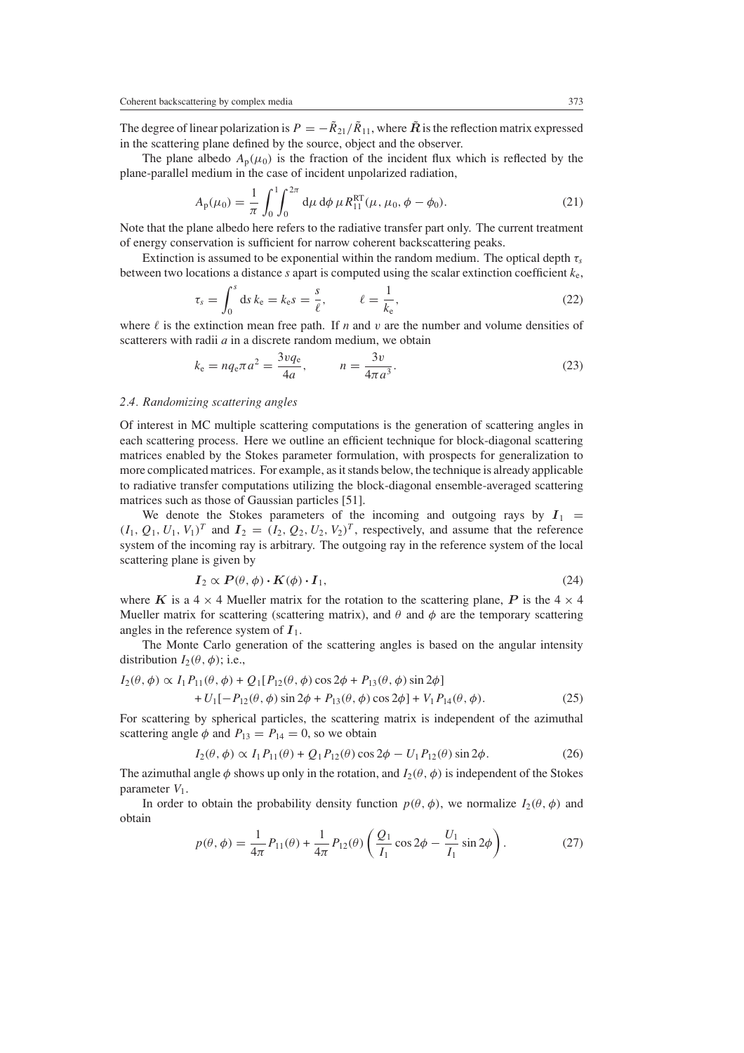The degree of linear polarization is $P = -\tilde{R}_{21}/\tilde{R}_{11}$, where $\tilde{\boldsymbol{R}}$ is the reflection matrix expressed in the scattering plane defined by the source, object and the observer.

The plane albedo $A_p(\mu_0)$ is the fraction of the incident flux which is reflected by the plane-parallel medium in the case of incident unpolarized radiation,

$$A_p(\mu_0) = \frac{1}{\pi}\int_0^1\int_0^{2\pi} d\mu\, d\phi\, \mu R_{11}^{RT}(\mu, \mu_0, \phi - \phi_0). \tag{21}$$

Note that the plane albedo here refers to the radiative transfer part only. The current treatment of energy conservation is sufficient for narrow coherent backscattering peaks.

Extinction is assumed to be exponential within the random medium. The optical depth $\tau_s$ between two locations a distance $s$ apart is computed using the scalar extinction coefficient $k_e$,

$$\tau_s = \int_0^s ds\, k_e = k_e s = \frac{s}{\ell}, \qquad \ell = \frac{1}{k_e}, \tag{22}$$

where $\ell$ is the extinction mean free path. If $n$ and $v$ are the number and volume densities of scatterers with radii $a$ in a discrete random medium, we obtain

$$k_e = n q_e \pi a^2 = \frac{3 v q_e}{4a}, \qquad n = \frac{3v}{4\pi a^3}. \tag{23}$$

### 2.4. Randomizing scattering angles

Of interest in MC multiple scattering computations is the generation of scattering angles in each scattering process. Here we outline an efficient technique for block-diagonal scattering matrices enabled by the Stokes parameter formulation, with prospects for generalization to more complicated matrices. For example, as it stands below, the technique is already applicable to radiative transfer computations utilizing the block-diagonal ensemble-averaged scattering matrices such as those of Gaussian particles [51].

We denote the Stokes parameters of the incoming and outgoing rays by $\boldsymbol{I}_1 = (I_1, Q_1, U_1, V_1)^T$ and $\boldsymbol{I}_2 = (I_2, Q_2, U_2, V_2)^T$, respectively, and assume that the reference system of the incoming ray is arbitrary. The outgoing ray in the reference system of the local scattering plane is given by

$$\boldsymbol{I}_2 \propto \boldsymbol{P}(\theta, \phi) \cdot \boldsymbol{K}(\phi) \cdot \boldsymbol{I}_1, \tag{24}$$

where $\boldsymbol{K}$ is a $4 \times 4$ Mueller matrix for the rotation to the scattering plane, $\boldsymbol{P}$ is the $4 \times 4$ Mueller matrix for scattering (scattering matrix), and $\theta$ and $\phi$ are the temporary scattering angles in the reference system of $\boldsymbol{I}_1$.

The Monte Carlo generation of the scattering angles is based on the angular intensity distribution $I_2(\theta, \phi)$; i.e.,

$$\begin{aligned} I_2(\theta, \phi) \propto\; & I_1 P_{11}(\theta, \phi) + Q_1[P_{12}(\theta, \phi)\cos 2\phi + P_{13}(\theta, \phi)\sin 2\phi] \\ & + U_1[-P_{12}(\theta, \phi)\sin 2\phi + P_{13}(\theta, \phi)\cos 2\phi] + V_1 P_{14}(\theta, \phi). \end{aligned} \tag{25}$$

For scattering by spherical particles, the scattering matrix is independent of the azimuthal scattering angle $\phi$ and $P_{13} = P_{14} = 0$, so we obtain

$$I_2(\theta, \phi) \propto I_1 P_{11}(\theta) + Q_1 P_{12}(\theta)\cos 2\phi - U_1 P_{12}(\theta)\sin 2\phi. \tag{26}$$

The azimuthal angle $\phi$ shows up only in the rotation, and $I_2(\theta, \phi)$ is independent of the Stokes parameter $V_1$.

In order to obtain the probability density function $p(\theta, \phi)$, we normalize $I_2(\theta, \phi)$ and obtain

$$p(\theta, \phi) = \frac{1}{4\pi}P_{11}(\theta) + \frac{1}{4\pi}P_{12}(\theta)\left(\frac{Q_1}{I_1}\cos 2\phi - \frac{U_1}{I_1}\sin 2\phi\right). \tag{27}$$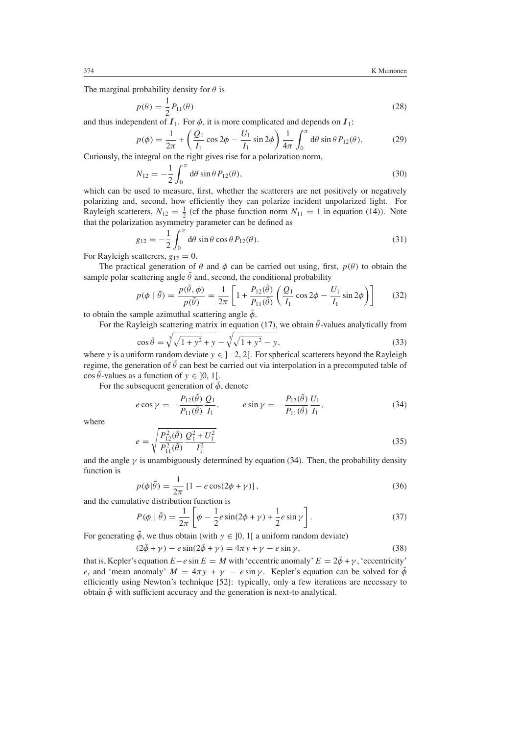The marginal probability density for $\theta$ is

$$p(\theta) = \frac{1}{2} P_{11}(\theta) \tag{28}$$

and thus independent of $\boldsymbol{I}_1$. For $\phi$, it is more complicated and depends on $\boldsymbol{I}_1$:

$$p(\phi) = \frac{1}{2\pi} + \left( \frac{Q_1}{I_1} \cos 2\phi - \frac{U_1}{I_1} \sin 2\phi \right) \frac{1}{4\pi} \int_0^\pi \mathrm{d}\theta \sin\theta P_{12}(\theta). \tag{29}$$

Curiously, the integral on the right gives rise for a polarization norm,

$$N_{12} = -\frac{1}{2} \int_0^\pi \mathrm{d}\theta \sin\theta P_{12}(\theta), \tag{30}$$

which can be used to measure, first, whether the scatterers are net positively or negatively polarizing and, second, how efficiently they can polarize incident unpolarized light. For Rayleigh scatterers, $N_{12} = \frac{1}{2}$ (cf the phase function norm $N_{11} = 1$ in equation (14)). Note that the polarization asymmetry parameter can be defined as

$$g_{12} = -\frac{1}{2} \int_0^\pi \mathrm{d}\theta \sin\theta \cos\theta P_{12}(\theta). \tag{31}$$

For Rayleigh scatterers, $g_{12} = 0$.

The practical generation of $\theta$ and $\phi$ can be carried out using, first, $p(\theta)$ to obtain the sample polar scattering angle $\tilde{\theta}$ and, second, the conditional probability

$$p(\phi \mid \tilde{\theta}) = \frac{p(\tilde{\theta}, \phi)}{p(\tilde{\theta})} = \frac{1}{2\pi} \left[ 1 + \frac{P_{12}(\tilde{\theta})}{P_{11}(\tilde{\theta})} \left( \frac{Q_1}{I_1} \cos 2\phi - \frac{U_1}{I_1} \sin 2\phi \right) \right] \tag{32}$$

to obtain the sample azimuthal scattering angle $\tilde{\phi}$.

For the Rayleigh scattering matrix in equation (17), we obtain $\tilde{\theta}$-values analytically from

$$\cos\tilde{\theta} = \sqrt[3]{\sqrt{1+y^2} + y} - \sqrt[3]{\sqrt{1+y^2} - y}, \tag{33}$$

where $y$ is a uniform random deviate $y \in ]-2, 2[$. For spherical scatterers beyond the Rayleigh regime, the generation of $\tilde{\theta}$ can best be carried out via interpolation in a precomputed table of $\cos\tilde{\theta}$-values as a function of $y \in ]0, 1[$.

For the subsequent generation of $\tilde{\phi}$, denote

$$e \cos\gamma = -\frac{P_{12}(\tilde{\theta})}{P_{11}(\tilde{\theta})} \frac{Q_1}{I_1}, \qquad e \sin\gamma = -\frac{P_{12}(\tilde{\theta})}{P_{11}(\tilde{\theta})} \frac{U_1}{I_1}, \tag{34}$$

where

$$e = \sqrt{\frac{P_{12}^2(\tilde{\theta})}{P_{11}^2(\tilde{\theta})} \frac{Q_1^2 + U_1^2}{I_1^2}} \tag{35}$$

and the angle $\gamma$ is unambiguously determined by equation (34). Then, the probability density function is

$$p(\phi|\tilde{\theta}) = \frac{1}{2\pi} \left[ 1 - e \cos(2\phi + \gamma) \right], \tag{36}$$

and the cumulative distribution function is

$$P(\phi \mid \tilde{\theta}) = \frac{1}{2\pi} \left[ \phi - \frac{1}{2} e \sin(2\phi + \gamma) + \frac{1}{2} e \sin\gamma \right]. \tag{37}$$

For generating $\tilde{\phi}$, we thus obtain (with $y \in ]0, 1[$ a uniform random deviate)

$$(2\tilde{\phi} + \gamma) - e \sin(2\tilde{\phi} + \gamma) = 4\pi y + \gamma - e \sin\gamma, \tag{38}$$

that is, Kepler's equation $E - e \sin E = M$ with 'eccentric anomaly' $E = 2\tilde{\phi} + \gamma$, 'eccentricity' $e$, and 'mean anomaly' $M = 4\pi y + \gamma - e \sin\gamma$. Kepler's equation can be solved for $\tilde{\phi}$ efficiently using Newton's technique [52]: typically, only a few iterations are necessary to obtain $\tilde{\phi}$ with sufficient accuracy and the generation is next-to analytical.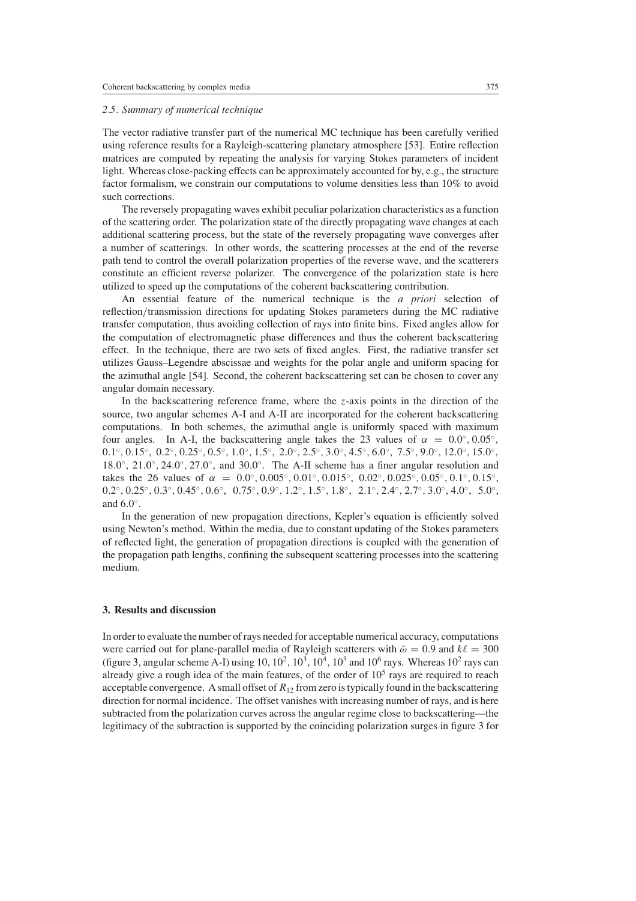### 2.5. Summary of numerical technique

The vector radiative transfer part of the numerical MC technique has been carefully verified using reference results for a Rayleigh-scattering planetary atmosphere [53]. Entire reflection matrices are computed by repeating the analysis for varying Stokes parameters of incident light. Whereas close-packing effects can be approximately accounted for by, e.g., the structure factor formalism, we constrain our computations to volume densities less than 10% to avoid such corrections.

The reversely propagating waves exhibit peculiar polarization characteristics as a function of the scattering order. The polarization state of the directly propagating wave changes at each additional scattering process, but the state of the reversely propagating wave converges after a number of scatterings. In other words, the scattering processes at the end of the reverse path tend to control the overall polarization properties of the reverse wave, and the scatterers constitute an efficient reverse polarizer. The convergence of the polarization state is here utilized to speed up the computations of the coherent backscattering contribution.

An essential feature of the numerical technique is the *a priori* selection of reflection/transmission directions for updating Stokes parameters during the MC radiative transfer computation, thus avoiding collection of rays into finite bins. Fixed angles allow for the computation of electromagnetic phase differences and thus the coherent backscattering effect. In the technique, there are two sets of fixed angles. First, the radiative transfer set utilizes Gauss–Legendre abscissae and weights for the polar angle and uniform spacing for the azimuthal angle [54]. Second, the coherent backscattering set can be chosen to cover any angular domain necessary.

In the backscattering reference frame, where the $z$-axis points in the direction of the source, two angular schemes A-I and A-II are incorporated for the coherent backscattering computations. In both schemes, the azimuthal angle is uniformly spaced with maximum four angles. In A-I, the backscattering angle takes the 23 values of $\alpha = 0.0^\circ, 0.05^\circ, 0.1^\circ, 0.15^\circ, 0.2^\circ, 0.25^\circ, 0.5^\circ, 1.0^\circ, 1.5^\circ, 2.0^\circ, 2.5^\circ, 3.0^\circ, 4.5^\circ, 6.0^\circ, 7.5^\circ, 9.0^\circ, 12.0^\circ, 15.0^\circ, 18.0^\circ, 21.0^\circ, 24.0^\circ, 27.0^\circ$, and $30.0^\circ$. The A-II scheme has a finer angular resolution and takes the 26 values of $\alpha = 0.0^\circ, 0.005^\circ, 0.01^\circ, 0.015^\circ, 0.02^\circ, 0.025^\circ, 0.05^\circ, 0.1^\circ, 0.15^\circ, 0.2^\circ, 0.25^\circ, 0.3^\circ, 0.45^\circ, 0.6^\circ, 0.75^\circ, 0.9^\circ, 1.2^\circ, 1.5^\circ, 1.8^\circ, 2.1^\circ, 2.4^\circ, 2.7^\circ, 3.0^\circ, 4.0^\circ, 5.0^\circ$, and $6.0^\circ$.

In the generation of new propagation directions, Kepler's equation is efficiently solved using Newton's method. Within the media, due to constant updating of the Stokes parameters of reflected light, the generation of propagation directions is coupled with the generation of the propagation path lengths, confining the subsequent scattering processes into the scattering medium.

## 3. Results and discussion

In order to evaluate the number of rays needed for acceptable numerical accuracy, computations were carried out for plane-parallel media of Rayleigh scatterers with $\tilde{\omega} = 0.9$ and $k\ell = 300$ (figure 3, angular scheme A-I) using 10, $10^2$, $10^3$, $10^4$, $10^5$ and $10^6$ rays. Whereas $10^2$ rays can already give a rough idea of the main features, of the order of $10^5$ rays are required to reach acceptable convergence. A small offset of $R_{12}$ from zero is typically found in the backscattering direction for normal incidence. The offset vanishes with increasing number of rays, and is here subtracted from the polarization curves across the angular regime close to backscattering—the legitimacy of the subtraction is supported by the coinciding polarization surges in figure 3 for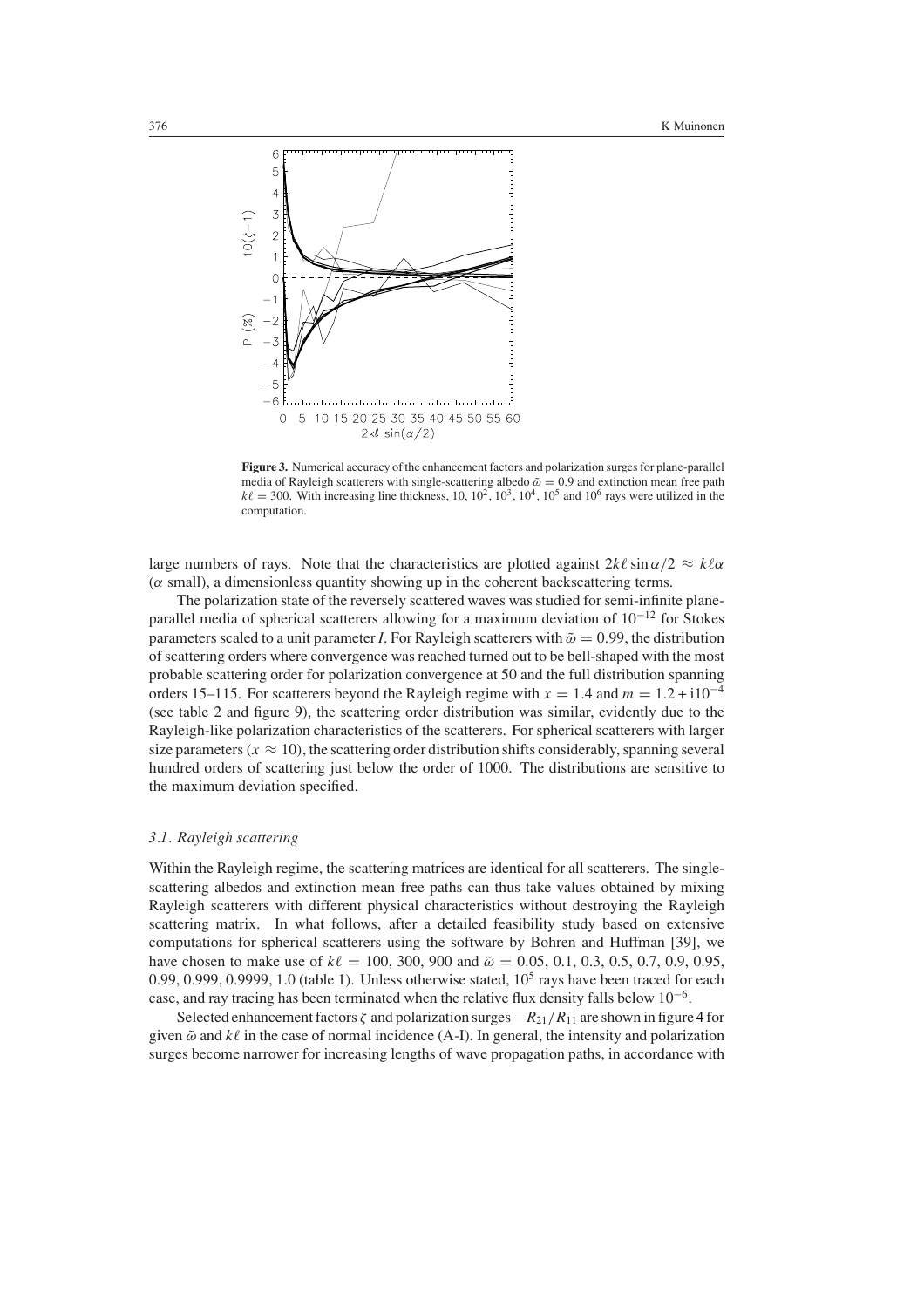**Figure 3.** Numerical accuracy of the enhancement factors and polarization surges for plane-parallel media of Rayleigh scatterers with single-scattering albedo $\tilde{\omega} = 0.9$ and extinction mean free path $k\ell = 300$. With increasing line thickness, 10, $10^2$, $10^3$, $10^4$, $10^5$ and $10^6$ rays were utilized in the computation.

large numbers of rays. Note that the characteristics are plotted against $2k\ell \sin \alpha/2 \approx k\ell\alpha$ ($\alpha$ small), a dimensionless quantity showing up in the coherent backscattering terms.

The polarization state of the reversely scattered waves was studied for semi-infinite plane-parallel media of spherical scatterers allowing for a maximum deviation of $10^{-12}$ for Stokes parameters scaled to a unit parameter $I$. For Rayleigh scatterers with $\tilde{\omega} = 0.99$, the distribution of scattering orders where convergence was reached turned out to be bell-shaped with the most probable scattering order for polarization convergence at 50 and the full distribution spanning orders 15–115. For scatterers beyond the Rayleigh regime with $x = 1.4$ and $m = 1.2 + \mathrm{i}10^{-4}$ (see table 2 and figure 9), the scattering order distribution was similar, evidently due to the Rayleigh-like polarization characteristics of the scatterers. For spherical scatterers with larger size parameters ($x \approx 10$), the scattering order distribution shifts considerably, spanning several hundred orders of scattering just below the order of 1000. The distributions are sensitive to the maximum deviation specified.

### *3.1. Rayleigh scattering*

Within the Rayleigh regime, the scattering matrices are identical for all scatterers. The single-scattering albedos and extinction mean free paths can thus take values obtained by mixing Rayleigh scatterers with different physical characteristics without destroying the Rayleigh scattering matrix. In what follows, after a detailed feasibility study based on extensive computations for spherical scatterers using the software by Bohren and Huffman [39], we have chosen to make use of $k\ell = 100$, 300, 900 and $\tilde{\omega} = 0.05$, 0.1, 0.3, 0.5, 0.7, 0.9, 0.95, 0.99, 0.999, 0.9999, 1.0 (table 1). Unless otherwise stated, $10^5$ rays have been traced for each case, and ray tracing has been terminated when the relative flux density falls below $10^{-6}$.

Selected enhancement factors $\zeta$ and polarization surges $-R_{21}/R_{11}$ are shown in figure 4 for given $\tilde{\omega}$ and $k\ell$ in the case of normal incidence (A-I). In general, the intensity and polarization surges become narrower for increasing lengths of wave propagation paths, in accordance with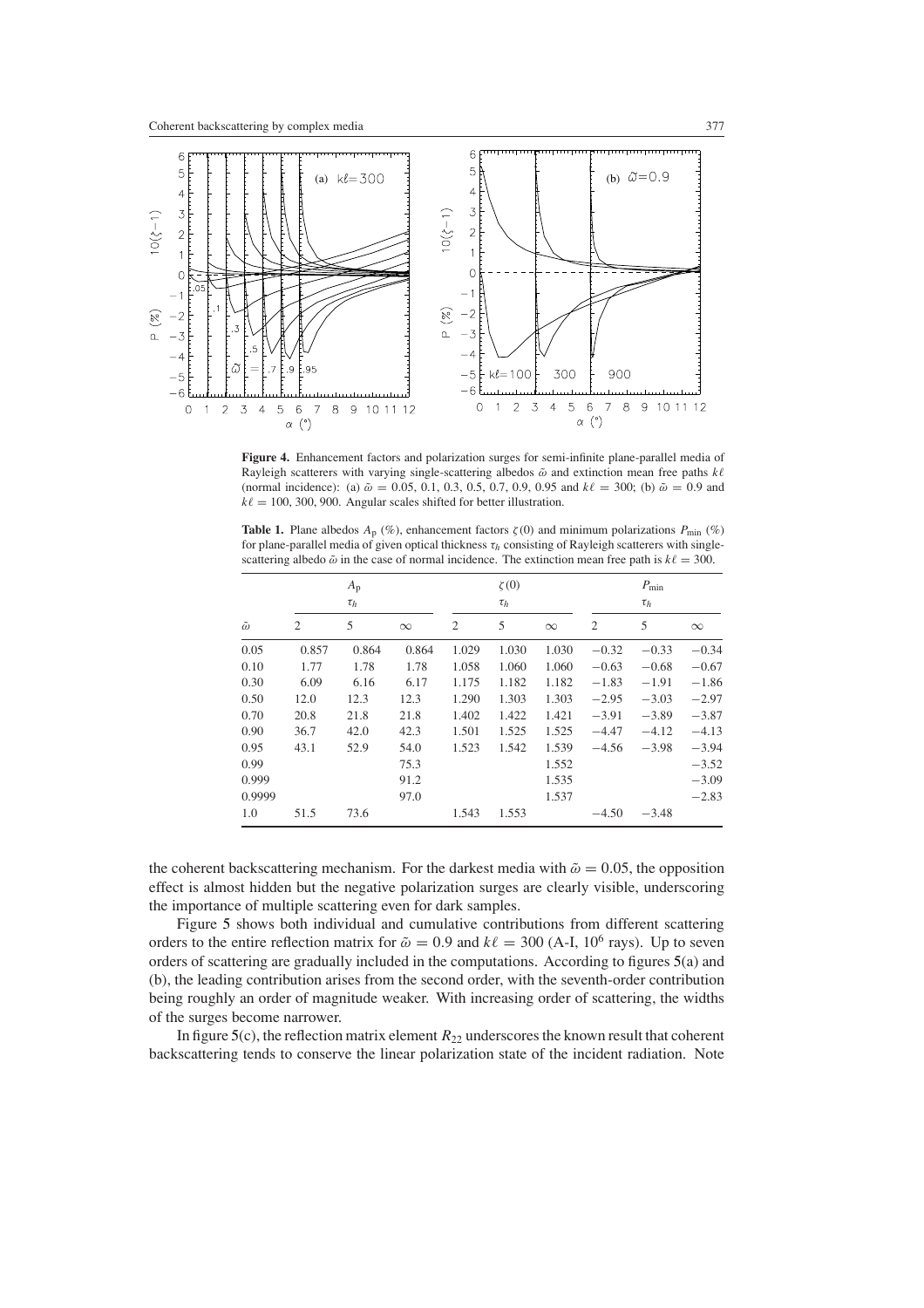**Figure 4.** Enhancement factors and polarization surges for semi-infinite plane-parallel media of Rayleigh scatterers with varying single-scattering albedos $\tilde{\omega}$ and extinction mean free paths $k\ell$ (normal incidence): (a) $\tilde{\omega} = 0.05$, 0.1, 0.3, 0.5, 0.7, 0.9, 0.95 and $k\ell = 300$; (b) $\tilde{\omega} = 0.9$ and $k\ell = 100$, 300, 900. Angular scales shifted for better illustration.

**Table 1.** Plane albedos $A_p$ (%), enhancement factors $\zeta(0)$ and minimum polarizations $P_{\min}$ (%) for plane-parallel media of given optical thickness $\tau_h$ consisting of Rayleigh scatterers with single-scattering albedo $\tilde{\omega}$ in the case of normal incidence. The extinction mean free path is $k\ell = 300$.

| | $A_p$ | | | $\zeta(0)$ | | | $P_{\min}$ | | |
|---|---|---|---|---|---|---|---|---|---|
| | $\tau_h$ | | | $\tau_h$ | | | $\tau_h$ | | |
| $\tilde{\omega}$ | 2 | 5 | $\infty$ | 2 | 5 | $\infty$ | 2 | 5 | $\infty$ |
| 0.05 | 0.857 | 0.864 | 0.864 | 1.029 | 1.030 | 1.030 | −0.32 | −0.33 | −0.34 |
| 0.10 | 1.77 | 1.78 | 1.78 | 1.058 | 1.060 | 1.060 | −0.63 | −0.68 | −0.67 |
| 0.30 | 6.09 | 6.16 | 6.17 | 1.175 | 1.182 | 1.182 | −1.83 | −1.91 | −1.86 |
| 0.50 | 12.0 | 12.3 | 12.3 | 1.290 | 1.303 | 1.303 | −2.95 | −3.03 | −2.97 |
| 0.70 | 20.8 | 21.8 | 21.8 | 1.402 | 1.422 | 1.421 | −3.91 | −3.89 | −3.87 |
| 0.90 | 36.7 | 42.0 | 42.3 | 1.501 | 1.525 | 1.525 | −4.47 | −4.12 | −4.13 |
| 0.95 | 43.1 | 52.9 | 54.0 | 1.523 | 1.542 | 1.539 | −4.56 | −3.98 | −3.94 |
| 0.99 | | | 75.3 | | | 1.552 | | | −3.52 |
| 0.999 | | | 91.2 | | | 1.535 | | | −3.09 |
| 0.9999 | | | 97.0 | | | 1.537 | | | −2.83 |
| 1.0 | 51.5 | 73.6 | | 1.543 | 1.553 | | −4.50 | −3.48 | |

the coherent backscattering mechanism. For the darkest media with $\tilde{\omega} = 0.05$, the opposition effect is almost hidden but the negative polarization surges are clearly visible, underscoring the importance of multiple scattering even for dark samples.

Figure 5 shows both individual and cumulative contributions from different scattering orders to the entire reflection matrix for $\tilde{\omega} = 0.9$ and $k\ell = 300$ (A-I, $10^6$ rays). Up to seven orders of scattering are gradually included in the computations. According to figures 5(a) and (b), the leading contribution arises from the second order, with the seventh-order contribution being roughly an order of magnitude weaker. With increasing order of scattering, the widths of the surges become narrower.

In figure 5(c), the reflection matrix element $R_{22}$ underscores the known result that coherent backscattering tends to conserve the linear polarization state of the incident radiation. Note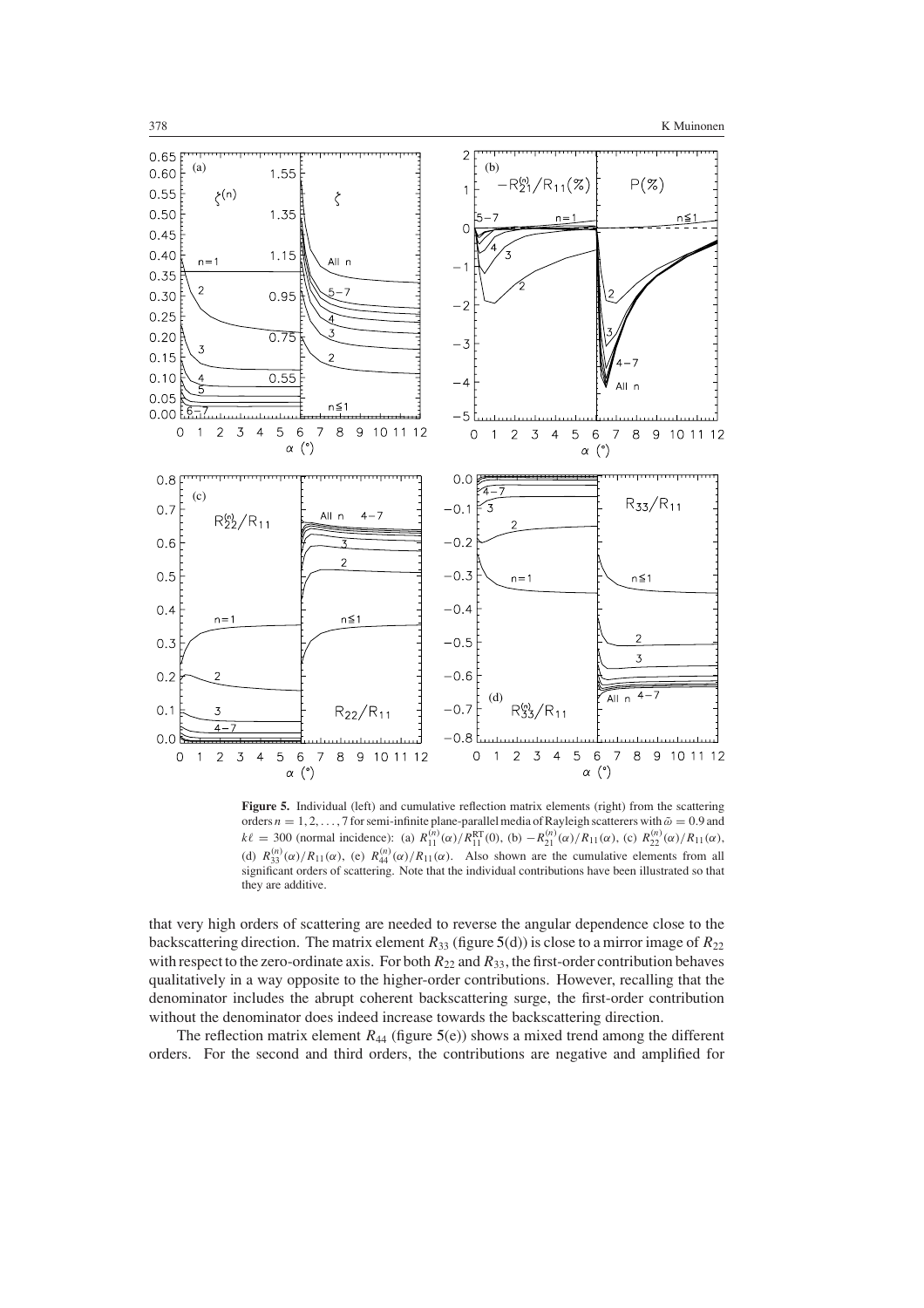**Figure 5.** Individual (left) and cumulative reflection matrix elements (right) from the scattering orders $n = 1, 2, \ldots, 7$ for semi-infinite plane-parallel media of Rayleigh scatterers with $\tilde{\omega} = 0.9$ and $k\ell = 300$ (normal incidence): (a) $R_{11}^{(n)}(\alpha)/R_{11}^{\mathrm{RT}}(0)$, (b) $-R_{21}^{(n)}(\alpha)/R_{11}(\alpha)$, (c) $R_{22}^{(n)}(\alpha)/R_{11}(\alpha)$, (d) $R_{33}^{(n)}(\alpha)/R_{11}(\alpha)$, (e) $R_{44}^{(n)}(\alpha)/R_{11}(\alpha)$. Also shown are the cumulative elements from all significant orders of scattering. Note that the individual contributions have been illustrated so that they are additive.

that very high orders of scattering are needed to reverse the angular dependence close to the backscattering direction. The matrix element $R_{33}$ (figure 5(d)) is close to a mirror image of $R_{22}$ with respect to the zero-ordinate axis. For both $R_{22}$ and $R_{33}$, the first-order contribution behaves qualitatively in a way opposite to the higher-order contributions. However, recalling that the denominator includes the abrupt coherent backscattering surge, the first-order contribution without the denominator does indeed increase towards the backscattering direction.

The reflection matrix element $R_{44}$ (figure 5(e)) shows a mixed trend among the different orders. For the second and third orders, the contributions are negative and amplified for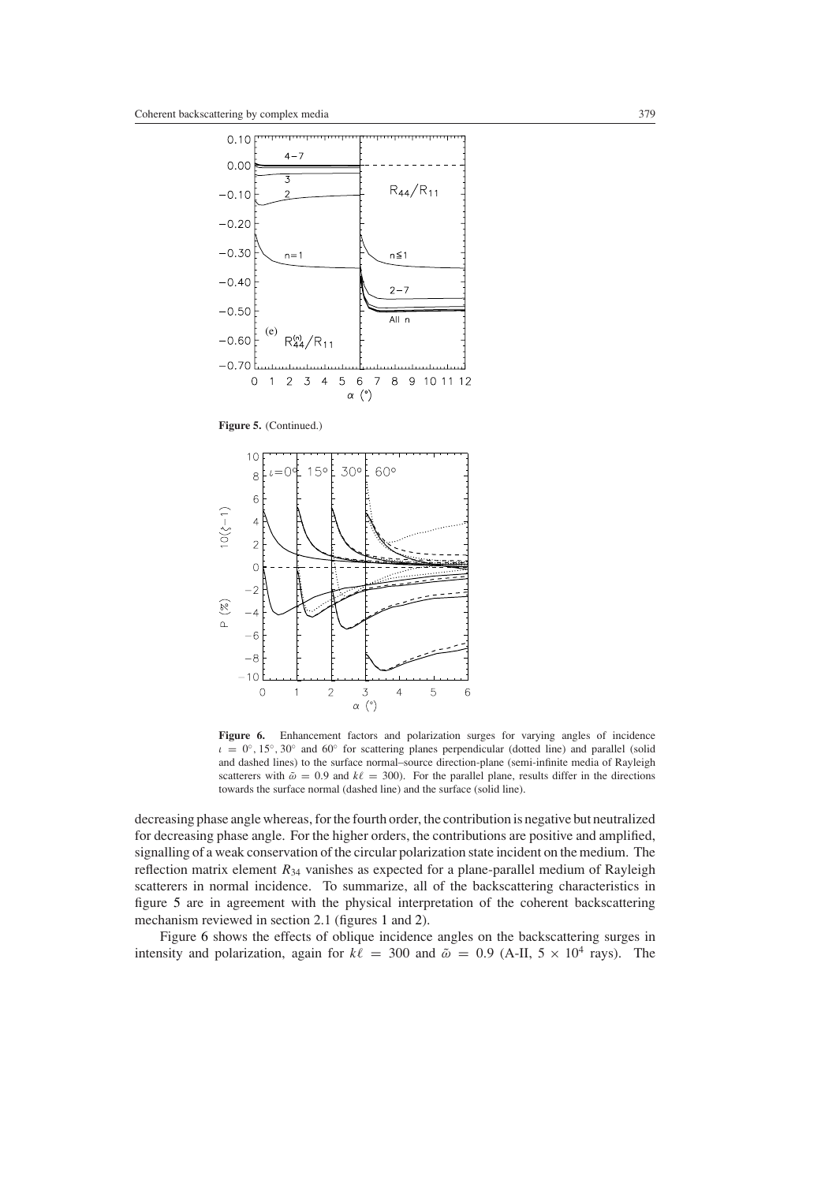**Figure 5.** (Continued.)

**Figure 6.** Enhancement factors and polarization surges for varying angles of incidence $\iota = 0^\circ, 15^\circ, 30^\circ$ and $60^\circ$ for scattering planes perpendicular (dotted line) and parallel (solid and dashed lines) to the surface normal–source direction-plane (semi-infinite media of Rayleigh scatterers with $\tilde{\omega} = 0.9$ and $k\ell = 300$). For the parallel plane, results differ in the directions towards the surface normal (dashed line) and the surface (solid line).

decreasing phase angle whereas, for the fourth order, the contribution is negative but neutralized for decreasing phase angle. For the higher orders, the contributions are positive and amplified, signalling of a weak conservation of the circular polarization state incident on the medium. The reflection matrix element $R_{34}$ vanishes as expected for a plane-parallel medium of Rayleigh scatterers in normal incidence. To summarize, all of the backscattering characteristics in figure 5 are in agreement with the physical interpretation of the coherent backscattering mechanism reviewed in section 2.1 (figures 1 and 2).

Figure 6 shows the effects of oblique incidence angles on the backscattering surges in intensity and polarization, again for $k\ell = 300$ and $\tilde{\omega} = 0.9$ (A-II, $5 \times 10^4$ rays). The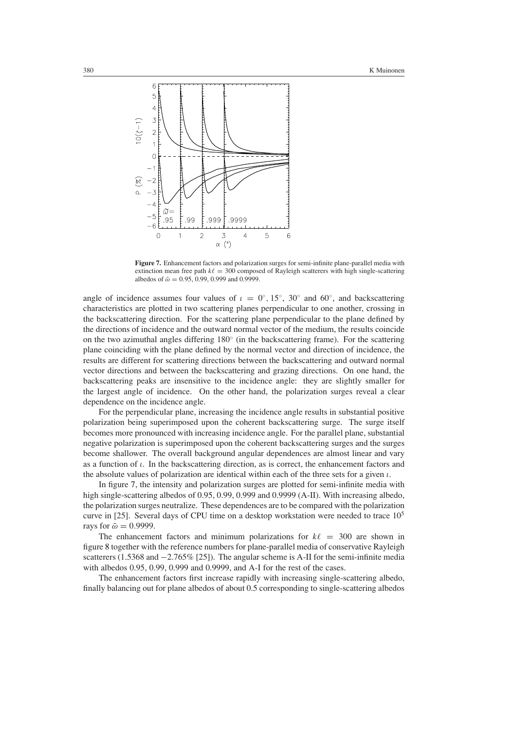**Figure 7.** Enhancement factors and polarization surges for semi-infinite plane-parallel media with extinction mean free path $k\ell = 300$ composed of Rayleigh scatterers with high single-scattering albedos of $\tilde{\omega} = 0.95$, 0.99, 0.999 and 0.9999.

angle of incidence assumes four values of $\iota = 0°$, 15°, 30° and 60°, and backscattering characteristics are plotted in two scattering planes perpendicular to one another, crossing in the backscattering direction. For the scattering plane perpendicular to the plane defined by the directions of incidence and the outward normal vector of the medium, the results coincide on the two azimuthal angles differing 180° (in the backscattering frame). For the scattering plane coinciding with the plane defined by the normal vector and direction of incidence, the results are different for scattering directions between the backscattering and outward normal vector directions and between the backscattering and grazing directions. On one hand, the backscattering peaks are insensitive to the incidence angle: they are slightly smaller for the largest angle of incidence. On the other hand, the polarization surges reveal a clear dependence on the incidence angle.

For the perpendicular plane, increasing the incidence angle results in substantial positive polarization being superimposed upon the coherent backscattering surge. The surge itself becomes more pronounced with increasing incidence angle. For the parallel plane, substantial negative polarization is superimposed upon the coherent backscattering surges and the surges become shallower. The overall background angular dependences are almost linear and vary as a function of $\iota$. In the backscattering direction, as is correct, the enhancement factors and the absolute values of polarization are identical within each of the three sets for a given $\iota$.

In figure 7, the intensity and polarization surges are plotted for semi-infinite media with high single-scattering albedos of 0.95, 0.99, 0.999 and 0.9999 (A-II). With increasing albedo, the polarization surges neutralize. These dependences are to be compared with the polarization curve in [25]. Several days of CPU time on a desktop workstation were needed to trace $10^5$ rays for $\tilde{\omega} = 0.9999$.

The enhancement factors and minimum polarizations for $k\ell = 300$ are shown in figure 8 together with the reference numbers for plane-parallel media of conservative Rayleigh scatterers (1.5368 and −2.765% [25]). The angular scheme is A-II for the semi-infinite media with albedos 0.95, 0.99, 0.999 and 0.9999, and A-I for the rest of the cases.

The enhancement factors first increase rapidly with increasing single-scattering albedo, finally balancing out for plane albedos of about 0.5 corresponding to single-scattering albedos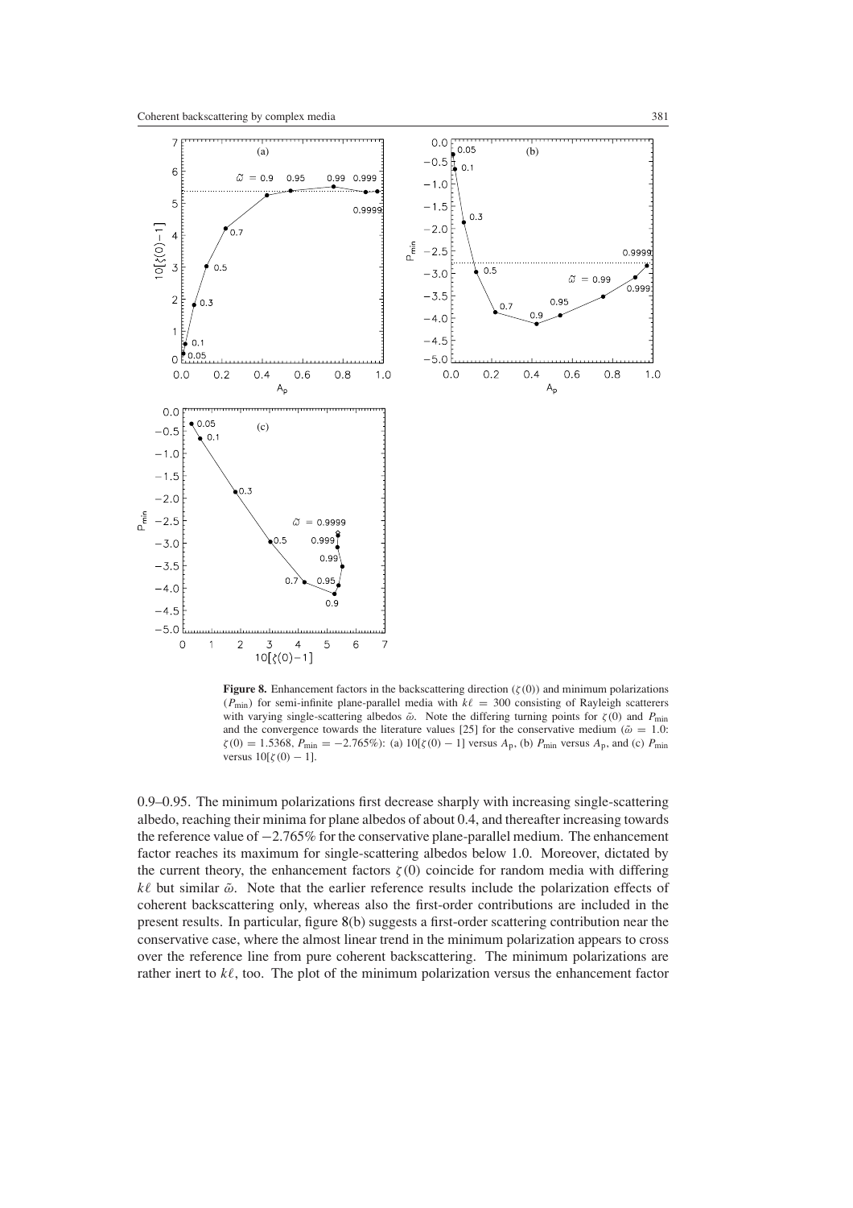**Figure 8.** Enhancement factors in the backscattering direction ($\zeta(0)$) and minimum polarizations ($P_{\min}$) for semi-infinite plane-parallel media with $k\ell = 300$ consisting of Rayleigh scatterers with varying single-scattering albedos $\tilde{\omega}$. Note the differing turning points for $\zeta(0)$ and $P_{\min}$ and the convergence towards the literature values [25] for the conservative medium ($\tilde{\omega} = 1.0$: $\zeta(0) = 1.5368$, $P_{\min} = -2.765\%$): (a) $10[\zeta(0) - 1]$ versus $A_{\rm p}$, (b) $P_{\min}$ versus $A_{\rm p}$, and (c) $P_{\min}$ versus $10[\zeta(0) - 1]$.

0.9–0.95. The minimum polarizations first decrease sharply with increasing single-scattering albedo, reaching their minima for plane albedos of about 0.4, and thereafter increasing towards the reference value of $-2.765\%$ for the conservative plane-parallel medium. The enhancement factor reaches its maximum for single-scattering albedos below 1.0. Moreover, dictated by the current theory, the enhancement factors $\zeta(0)$ coincide for random media with differing $k\ell$ but similar $\tilde{\omega}$. Note that the earlier reference results include the polarization effects of coherent backscattering only, whereas also the first-order contributions are included in the present results. In particular, figure 8(b) suggests a first-order scattering contribution near the conservative case, where the almost linear trend in the minimum polarization appears to cross over the reference line from pure coherent backscattering. The minimum polarizations are rather inert to $k\ell$, too. The plot of the minimum polarization versus the enhancement factor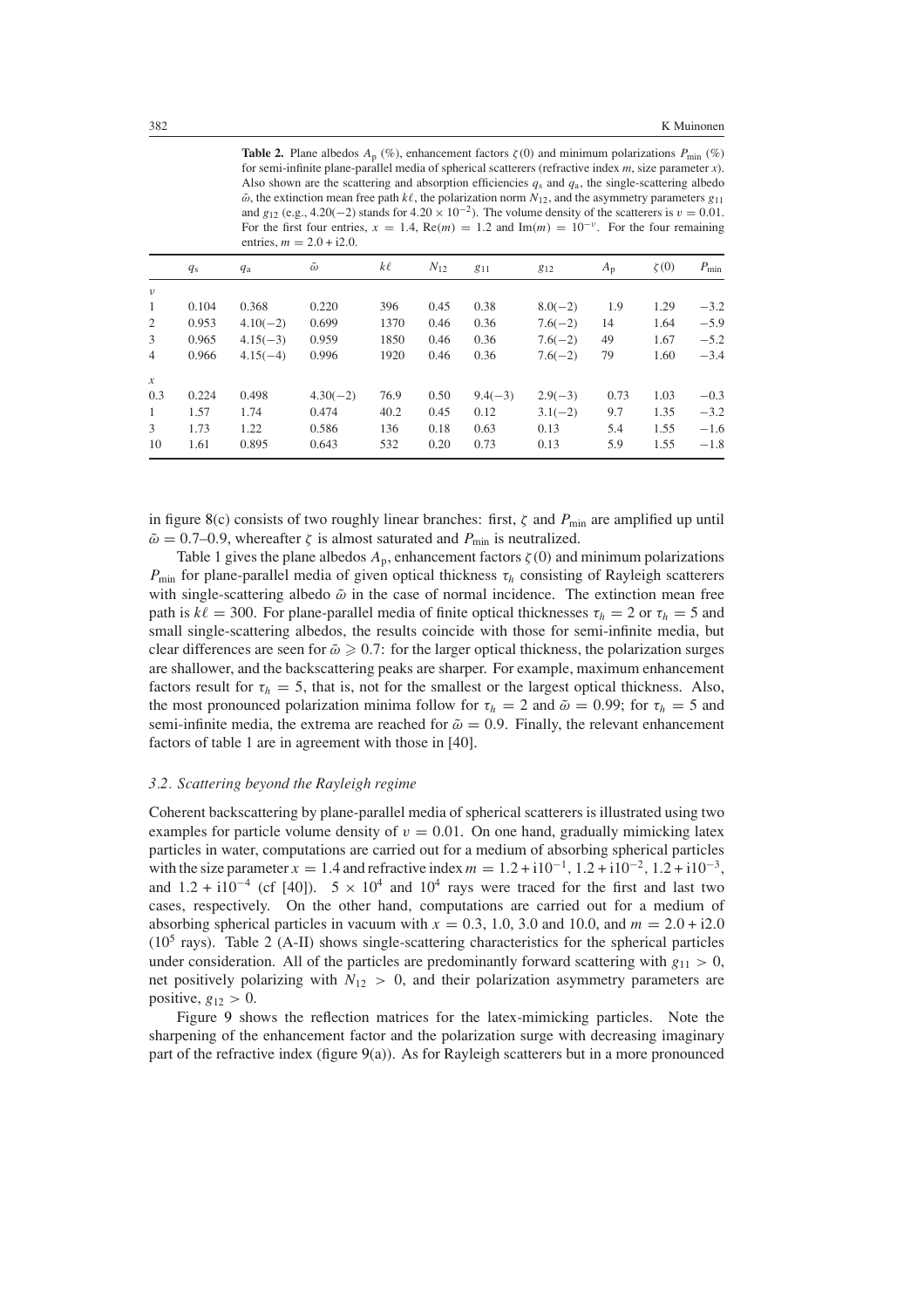**Table 2.** Plane albedos $A_p$ (%), enhancement factors $\zeta(0)$ and minimum polarizations $P_{\min}$ (%) for semi-infinite plane-parallel media of spherical scatterers (refractive index $m$, size parameter $x$). Also shown are the scattering and absorption efficiencies $q_s$ and $q_a$, the single-scattering albedo $\tilde{\omega}$, the extinction mean free path $k\ell$, the polarization norm $N_{12}$, and the asymmetry parameters $g_{11}$ and $g_{12}$ (e.g., 4.20(−2) stands for $4.20 \times 10^{-2}$). The volume density of the scatterers is $v = 0.01$. For the first four entries, $x = 1.4$, $\mathrm{Re}(m) = 1.2$ and $\mathrm{Im}(m) = 10^{-\nu}$. For the four remaining entries, $m = 2.0 + \mathrm{i}2.0$.

| | $q_s$ | $q_a$ | $\tilde{\omega}$ | $k\ell$ | $N_{12}$ | $g_{11}$ | $g_{12}$ | $A_p$ | $\zeta(0)$ | $P_{\min}$ |
|---|---|---|---|---|---|---|---|---|---|---|
| $\nu$ | | | | | | | | | | |
| 1 | 0.104 | 0.368 | 0.220 | 396 | 0.45 | 0.38 | 8.0(−2) | 1.9 | 1.29 | −3.2 |
| 2 | 0.953 | 4.10(−2) | 0.699 | 1370 | 0.46 | 0.36 | 7.6(−2) | 14 | 1.64 | −5.9 |
| 3 | 0.965 | 4.15(−3) | 0.959 | 1850 | 0.46 | 0.36 | 7.6(−2) | 49 | 1.67 | −5.2 |
| 4 | 0.966 | 4.15(−4) | 0.996 | 1920 | 0.46 | 0.36 | 7.6(−2) | 79 | 1.60 | −3.4 |
| $x$ | | | | | | | | | | |
| 0.3 | 0.224 | 0.498 | 4.30(−2) | 76.9 | 0.50 | 9.4(−3) | 2.9(−3) | 0.73 | 1.03 | −0.3 |
| 1 | 1.57 | 1.74 | 0.474 | 40.2 | 0.45 | 0.12 | 3.1(−2) | 9.7 | 1.35 | −3.2 |
| 3 | 1.73 | 1.22 | 0.586 | 136 | 0.18 | 0.63 | 0.13 | 5.4 | 1.55 | −1.6 |
| 10 | 1.61 | 0.895 | 0.643 | 532 | 0.20 | 0.73 | 0.13 | 5.9 | 1.55 | −1.8 |

in figure 8(c) consists of two roughly linear branches: first, $\zeta$ and $P_{\min}$ are amplified up until $\tilde{\omega} = 0.7$–0.9, whereafter $\zeta$ is almost saturated and $P_{\min}$ is neutralized.

Table 1 gives the plane albedos $A_p$, enhancement factors $\zeta(0)$ and minimum polarizations $P_{\min}$ for plane-parallel media of given optical thickness $\tau_h$ consisting of Rayleigh scatterers with single-scattering albedo $\tilde{\omega}$ in the case of normal incidence. The extinction mean free path is $k\ell = 300$. For plane-parallel media of finite optical thicknesses $\tau_h = 2$ or $\tau_h = 5$ and small single-scattering albedos, the results coincide with those for semi-infinite media, but clear differences are seen for $\tilde{\omega} \geqslant 0.7$: for the larger optical thickness, the polarization surges are shallower, and the backscattering peaks are sharper. For example, maximum enhancement factors result for $\tau_h = 5$, that is, not for the smallest or the largest optical thickness. Also, the most pronounced polarization minima follow for $\tau_h = 2$ and $\tilde{\omega} = 0.99$; for $\tau_h = 5$ and semi-infinite media, the extrema are reached for $\tilde{\omega} = 0.9$. Finally, the relevant enhancement factors of table 1 are in agreement with those in [40].

### 3.2. Scattering beyond the Rayleigh regime

Coherent backscattering by plane-parallel media of spherical scatterers is illustrated using two examples for particle volume density of $v = 0.01$. On one hand, gradually mimicking latex particles in water, computations are carried out for a medium of absorbing spherical particles with the size parameter $x = 1.4$ and refractive index $m = 1.2 + \mathrm{i}10^{-1}$, $1.2 + \mathrm{i}10^{-2}$, $1.2 + \mathrm{i}10^{-3}$, and $1.2 + \mathrm{i}10^{-4}$ (cf [40]). $5 \times 10^4$ and $10^4$ rays were traced for the first and last two cases, respectively. On the other hand, computations are carried out for a medium of absorbing spherical particles in vacuum with $x = 0.3$, 1.0, 3.0 and 10.0, and $m = 2.0 + \mathrm{i}2.0$ ($10^5$ rays). Table 2 (A-II) shows single-scattering characteristics for the spherical particles under consideration. All of the particles are predominantly forward scattering with $g_{11} > 0$, net positively polarizing with $N_{12} > 0$, and their polarization asymmetry parameters are positive, $g_{12} > 0$.

Figure 9 shows the reflection matrices for the latex-mimicking particles. Note the sharpening of the enhancement factor and the polarization surge with decreasing imaginary part of the refractive index (figure 9(a)). As for Rayleigh scatterers but in a more pronounced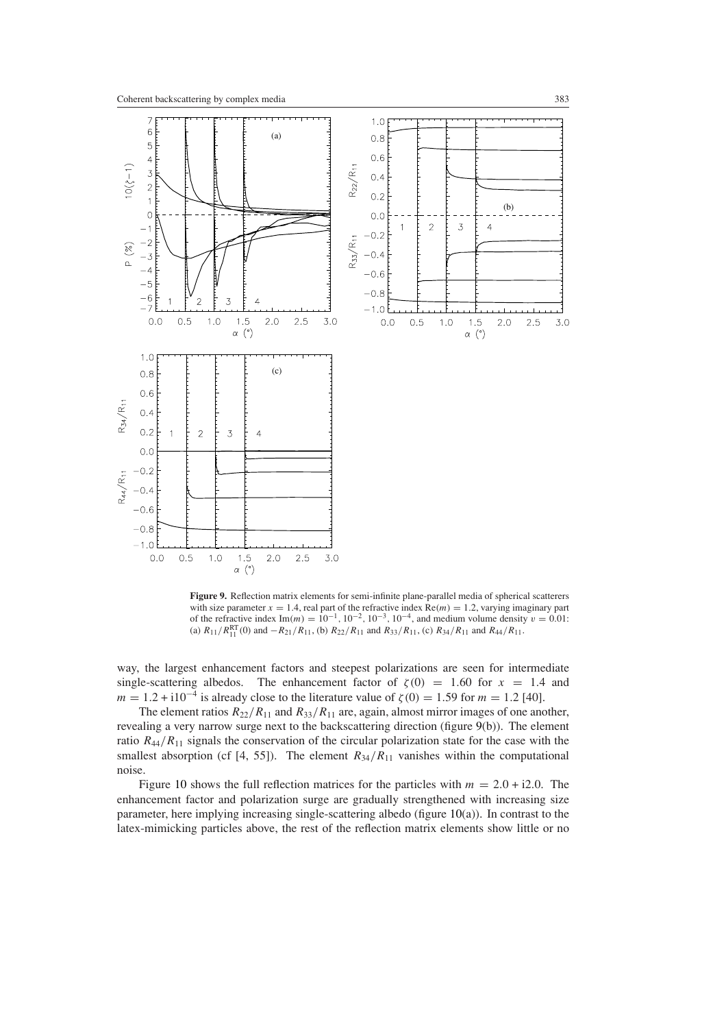**Figure 9.** Reflection matrix elements for semi-infinite plane-parallel media of spherical scatterers with size parameter $x = 1.4$, real part of the refractive index $\mathrm{Re}(m) = 1.2$, varying imaginary part of the refractive index $\mathrm{Im}(m) = 10^{-1}, 10^{-2}, 10^{-3}, 10^{-4}$, and medium volume density $v = 0.01$: (a) $R_{11}/R_{11}^{\mathrm{RT}}(0)$ and $-R_{21}/R_{11}$, (b) $R_{22}/R_{11}$ and $R_{33}/R_{11}$, (c) $R_{34}/R_{11}$ and $R_{44}/R_{11}$.

way, the largest enhancement factors and steepest polarizations are seen for intermediate single-scattering albedos. The enhancement factor of $\zeta(0) = 1.60$ for $x = 1.4$ and $m = 1.2 + \mathrm{i}10^{-4}$ is already close to the literature value of $\zeta(0) = 1.59$ for $m = 1.2$ [40].

The element ratios $R_{22}/R_{11}$ and $R_{33}/R_{11}$ are, again, almost mirror images of one another, revealing a very narrow surge next to the backscattering direction (figure 9(b)). The element ratio $R_{44}/R_{11}$ signals the conservation of the circular polarization state for the case with the smallest absorption (cf [4, 55]). The element $R_{34}/R_{11}$ vanishes within the computational noise.

Figure 10 shows the full reflection matrices for the particles with $m = 2.0 + \mathrm{i}2.0$. The enhancement factor and polarization surge are gradually strengthened with increasing size parameter, here implying increasing single-scattering albedo (figure 10(a)). In contrast to the latex-mimicking particles above, the rest of the reflection matrix elements show little or no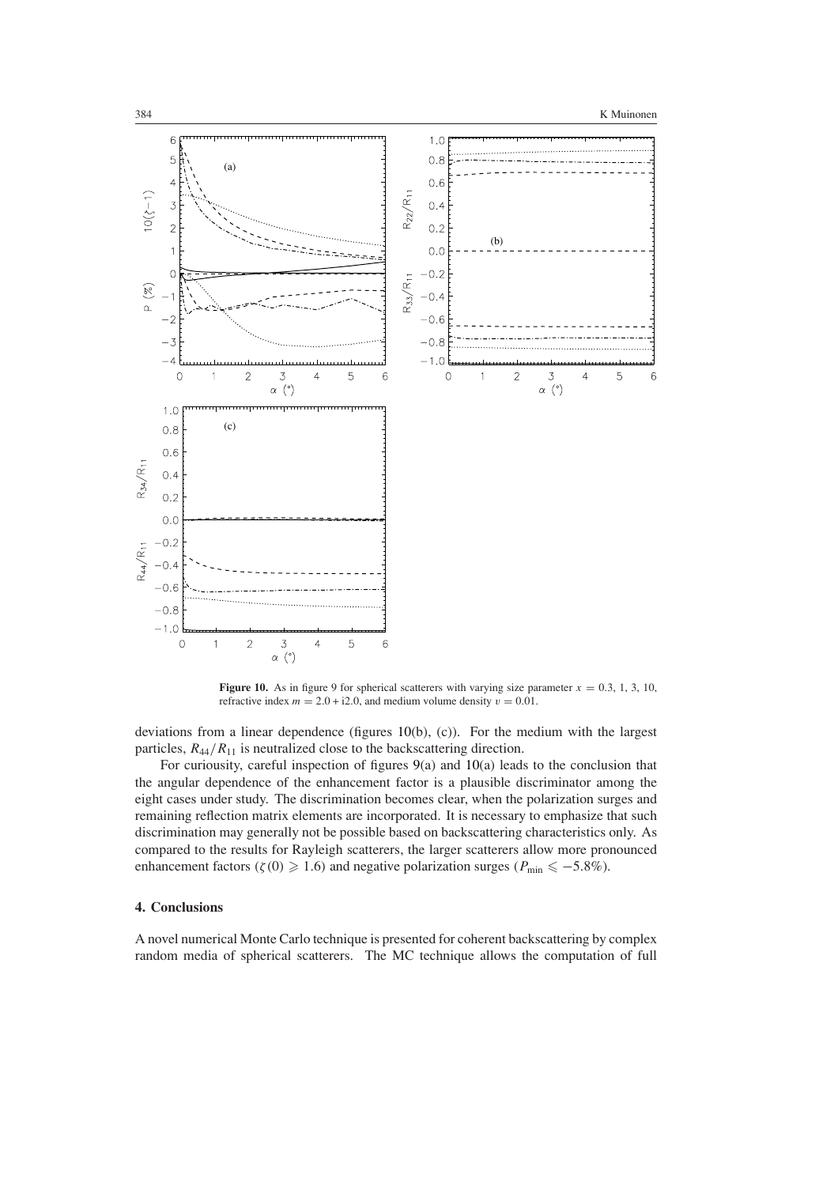**Figure 10.** As in figure 9 for spherical scatterers with varying size parameter $x = 0.3$, 1, 3, 10, refractive index $m = 2.0 + \mathrm{i}2.0$, and medium volume density $v = 0.01$.

deviations from a linear dependence (figures 10(b), (c)). For the medium with the largest particles, $R_{44}/R_{11}$ is neutralized close to the backscattering direction.

For curiousity, careful inspection of figures 9(a) and 10(a) leads to the conclusion that the angular dependence of the enhancement factor is a plausible discriminator among the eight cases under study. The discrimination becomes clear, when the polarization surges and remaining reflection matrix elements are incorporated. It is necessary to emphasize that such discrimination may generally not be possible based on backscattering characteristics only. As compared to the results for Rayleigh scatterers, the larger scatterers allow more pronounced enhancement factors ($\zeta(0) \geqslant 1.6$) and negative polarization surges ($P_{\min} \leqslant -5.8\%$).

## 4. Conclusions

A novel numerical Monte Carlo technique is presented for coherent backscattering by complex random media of spherical scatterers. The MC technique allows the computation of full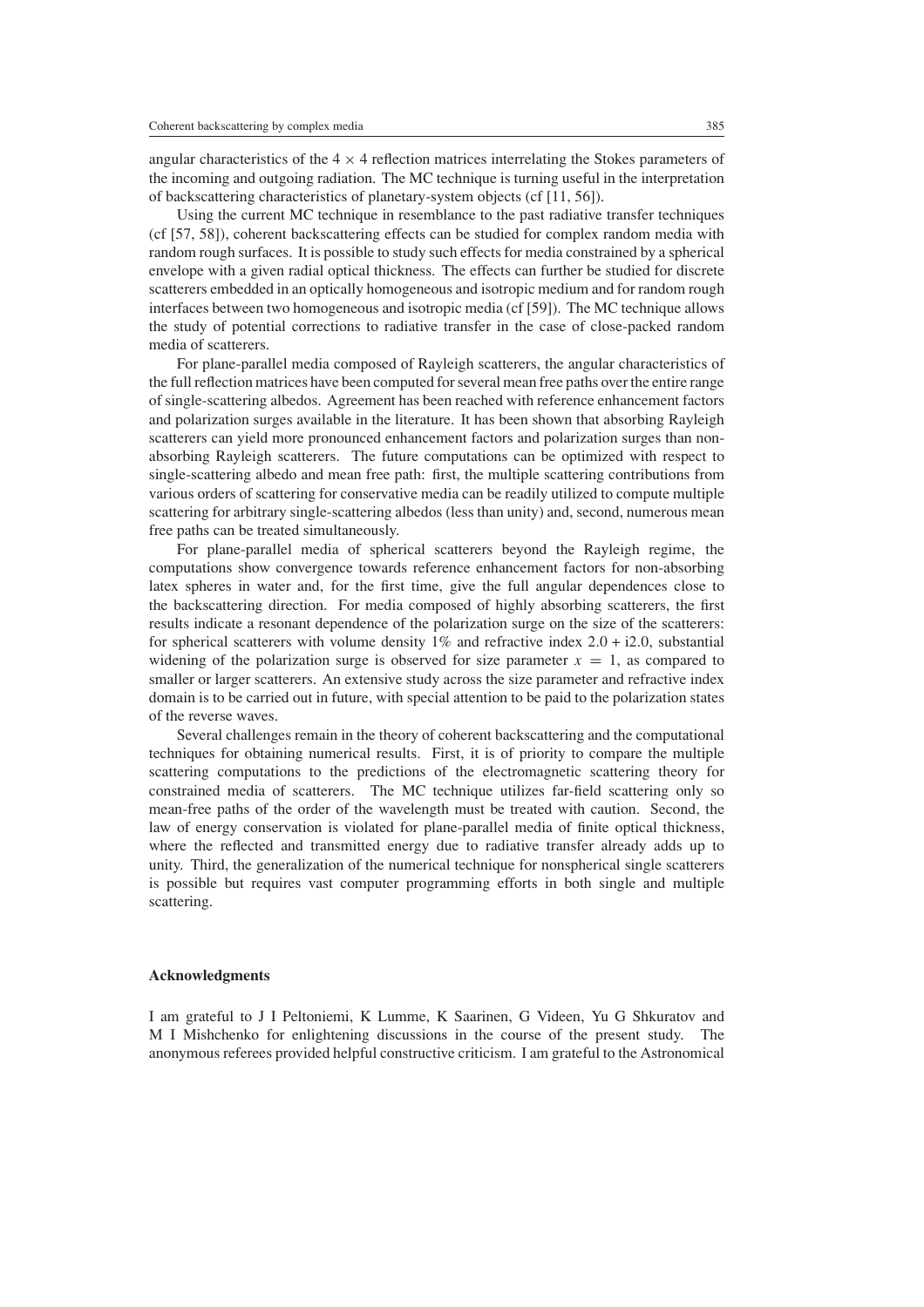angular characteristics of the $4 \times 4$ reflection matrices interrelating the Stokes parameters of the incoming and outgoing radiation. The MC technique is turning useful in the interpretation of backscattering characteristics of planetary-system objects (cf [11, 56]).

Using the current MC technique in resemblance to the past radiative transfer techniques (cf [57, 58]), coherent backscattering effects can be studied for complex random media with random rough surfaces. It is possible to study such effects for media constrained by a spherical envelope with a given radial optical thickness. The effects can further be studied for discrete scatterers embedded in an optically homogeneous and isotropic medium and for random rough interfaces between two homogeneous and isotropic media (cf [59]). The MC technique allows the study of potential corrections to radiative transfer in the case of close-packed random media of scatterers.

For plane-parallel media composed of Rayleigh scatterers, the angular characteristics of the full reflection matrices have been computed for several mean free paths over the entire range of single-scattering albedos. Agreement has been reached with reference enhancement factors and polarization surges available in the literature. It has been shown that absorbing Rayleigh scatterers can yield more pronounced enhancement factors and polarization surges than non-absorbing Rayleigh scatterers. The future computations can be optimized with respect to single-scattering albedo and mean free path: first, the multiple scattering contributions from various orders of scattering for conservative media can be readily utilized to compute multiple scattering for arbitrary single-scattering albedos (less than unity) and, second, numerous mean free paths can be treated simultaneously.

For plane-parallel media of spherical scatterers beyond the Rayleigh regime, the computations show convergence towards reference enhancement factors for non-absorbing latex spheres in water and, for the first time, give the full angular dependences close to the backscattering direction. For media composed of highly absorbing scatterers, the first results indicate a resonant dependence of the polarization surge on the size of the scatterers: for spherical scatterers with volume density 1% and refractive index $2.0 + \mathrm{i}2.0$, substantial widening of the polarization surge is observed for size parameter $x = 1$, as compared to smaller or larger scatterers. An extensive study across the size parameter and refractive index domain is to be carried out in future, with special attention to be paid to the polarization states of the reverse waves.

Several challenges remain in the theory of coherent backscattering and the computational techniques for obtaining numerical results. First, it is of priority to compare the multiple scattering computations to the predictions of the electromagnetic scattering theory for constrained media of scatterers. The MC technique utilizes far-field scattering only so mean-free paths of the order of the wavelength must be treated with caution. Second, the law of energy conservation is violated for plane-parallel media of finite optical thickness, where the reflected and transmitted energy due to radiative transfer already adds up to unity. Third, the generalization of the numerical technique for nonspherical single scatterers is possible but requires vast computer programming efforts in both single and multiple scattering.

## Acknowledgments

I am grateful to J I Peltoniemi, K Lumme, K Saarinen, G Videen, Yu G Shkuratov and M I Mishchenko for enlightening discussions in the course of the present study. The anonymous referees provided helpful constructive criticism. I am grateful to the Astronomical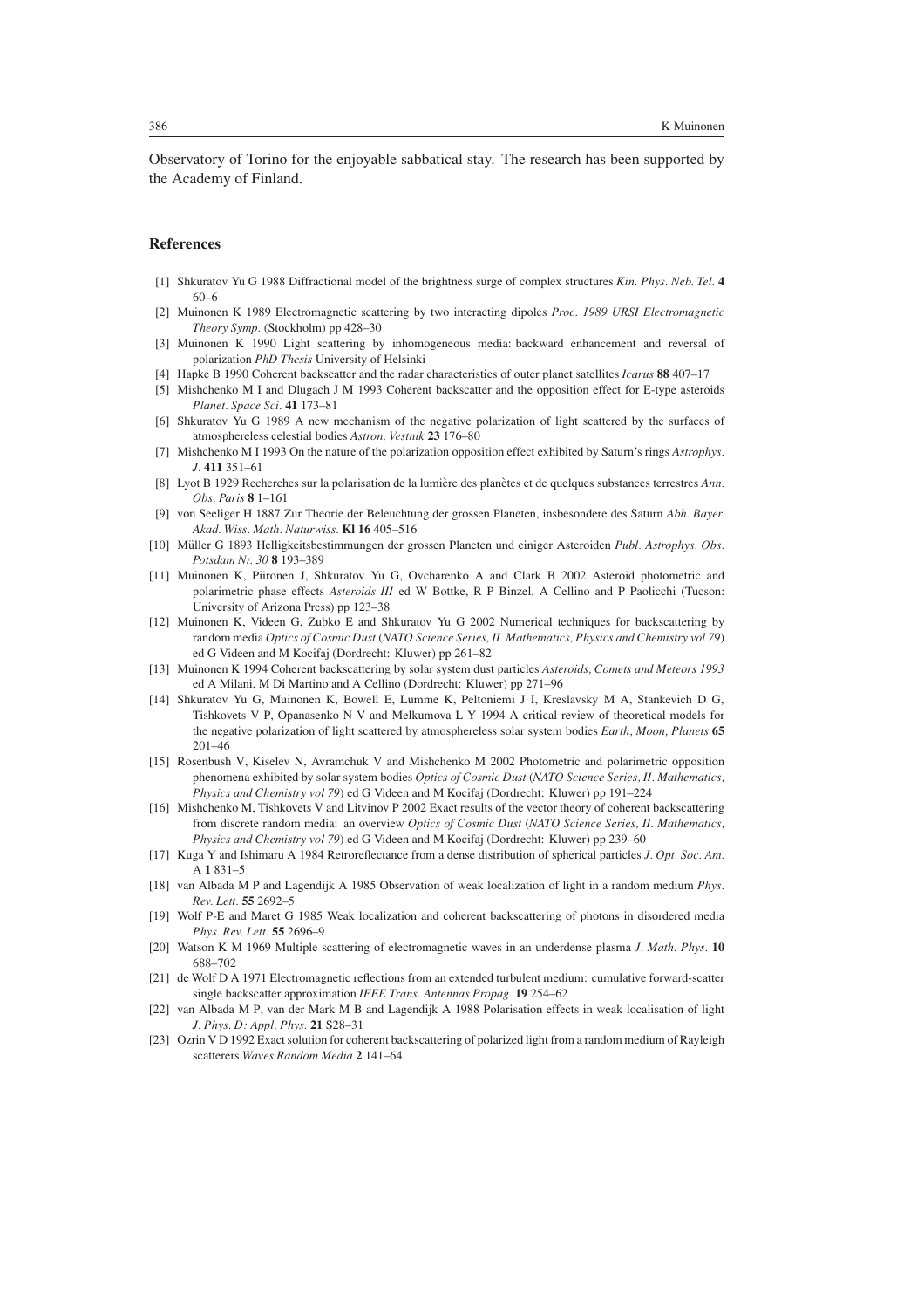Observatory of Torino for the enjoyable sabbatical stay. The research has been supported by the Academy of Finland.

## References

[1] Shkuratov Yu G 1988 Diffractional model of the brightness surge of complex structures *Kin. Phys. Neb. Tel.* **4** 60–6

[2] Muinonen K 1989 Electromagnetic scattering by two interacting dipoles *Proc. 1989 URSI Electromagnetic Theory Symp.* (Stockholm) pp 428–30

[3] Muinonen K 1990 Light scattering by inhomogeneous media: backward enhancement and reversal of polarization *PhD Thesis* University of Helsinki

[4] Hapke B 1990 Coherent backscatter and the radar characteristics of outer planet satellites *Icarus* **88** 407–17

[5] Mishchenko M I and Dlugach J M 1993 Coherent backscatter and the opposition effect for E-type asteroids *Planet. Space Sci.* **41** 173–81

[6] Shkuratov Yu G 1989 A new mechanism of the negative polarization of light scattered by the surfaces of atmosphereless celestial bodies *Astron. Vestnik* **23** 176–80

[7] Mishchenko M I 1993 On the nature of the polarization opposition effect exhibited by Saturn's rings *Astrophys. J.* **411** 351–61

[8] Lyot B 1929 Recherches sur la polarisation de la lumière des planètes et de quelques substances terrestres *Ann. Obs. Paris* **8** 1–161

[9] von Seeliger H 1887 Zur Theorie der Beleuchtung der grossen Planeten, insbesondere des Saturn *Abh. Bayer. Akad. Wiss. Math. Naturwiss.* **Kl 16** 405–516

[10] Müller G 1893 Helligkeitsbestimmungen der grossen Planeten und einiger Asteroiden *Publ. Astrophys. Obs. Potsdam Nr. 30* **8** 193–389

[11] Muinonen K, Piironen J, Shkuratov Yu G, Ovcharenko A and Clark B 2002 Asteroid photometric and polarimetric phase effects *Asteroids III* ed W Bottke, R P Binzel, A Cellino and P Paolicchi (Tucson: University of Arizona Press) pp 123–38

[12] Muinonen K, Videen G, Zubko E and Shkuratov Yu G 2002 Numerical techniques for backscattering by random media *Optics of Cosmic Dust* (*NATO Science Series, II. Mathematics, Physics and Chemistry vol 79*) ed G Videen and M Kocifaj (Dordrecht: Kluwer) pp 261–82

[13] Muinonen K 1994 Coherent backscattering by solar system dust particles *Asteroids, Comets and Meteors 1993* ed A Milani, M Di Martino and A Cellino (Dordrecht: Kluwer) pp 271–96

[14] Shkuratov Yu G, Muinonen K, Bowell E, Lumme K, Peltoniemi J I, Kreslavsky M A, Stankevich D G, Tishkovets V P, Opanasenko N V and Melkumova L Y 1994 A critical review of theoretical models for the negative polarization of light scattered by atmosphereless solar system bodies *Earth, Moon, Planets* **65** 201–46

[15] Rosenbush V, Kiselev N, Avramchuk V and Mishchenko M 2002 Photometric and polarimetric opposition phenomena exhibited by solar system bodies *Optics of Cosmic Dust* (*NATO Science Series, II. Mathematics, Physics and Chemistry vol 79*) ed G Videen and M Kocifaj (Dordrecht: Kluwer) pp 191–224

[16] Mishchenko M, Tishkovets V and Litvinov P 2002 Exact results of the vector theory of coherent backscattering from discrete random media: an overview *Optics of Cosmic Dust* (*NATO Science Series, II. Mathematics, Physics and Chemistry vol 79*) ed G Videen and M Kocifaj (Dordrecht: Kluwer) pp 239–60

[17] Kuga Y and Ishimaru A 1984 Retroreflectance from a dense distribution of spherical particles *J. Opt. Soc. Am.* A **1** 831–5

[18] van Albada M P and Lagendijk A 1985 Observation of weak localization of light in a random medium *Phys. Rev. Lett.* **55** 2692–5

[19] Wolf P-E and Maret G 1985 Weak localization and coherent backscattering of photons in disordered media *Phys. Rev. Lett.* **55** 2696–9

[20] Watson K M 1969 Multiple scattering of electromagnetic waves in an underdense plasma *J. Math. Phys.* **10** 688–702

[21] de Wolf D A 1971 Electromagnetic reflections from an extended turbulent medium: cumulative forward-scatter single backscatter approximation *IEEE Trans. Antennas Propag.* **19** 254–62

[22] van Albada M P, van der Mark M B and Lagendijk A 1988 Polarisation effects in weak localisation of light *J. Phys. D: Appl. Phys.* **21** S28–31

[23] Ozrin V D 1992 Exact solution for coherent backscattering of polarized light from a random medium of Rayleigh scatterers *Waves Random Media* **2** 141–64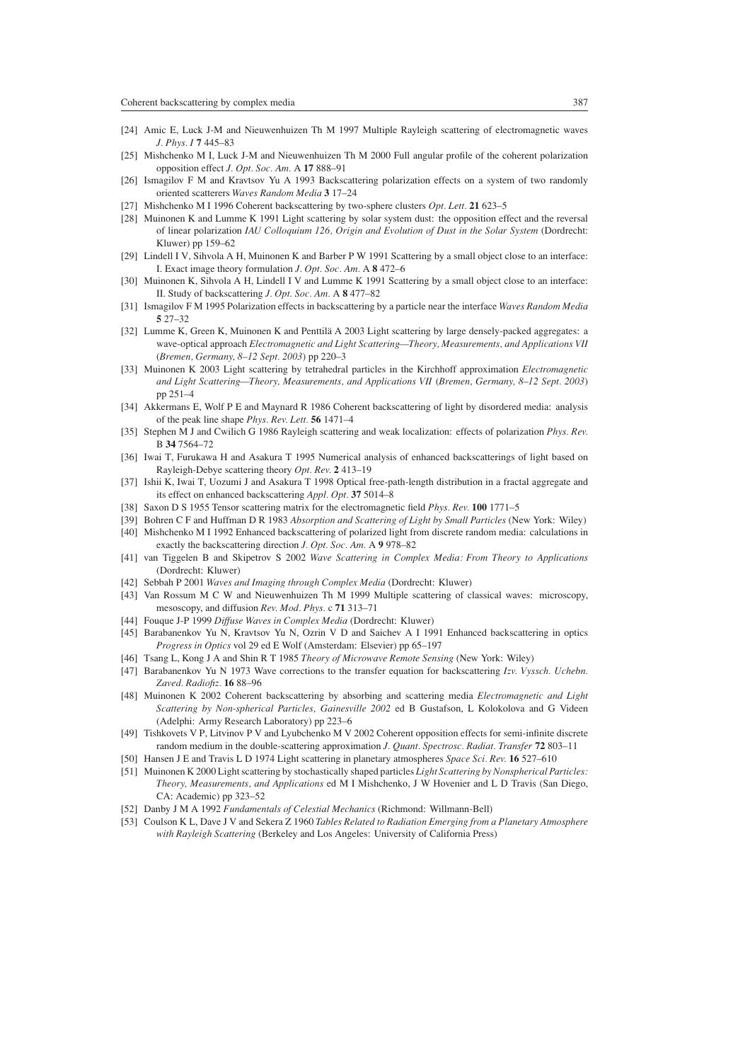[24] Amic E, Luck J-M and Nieuwenhuizen Th M 1997 Multiple Rayleigh scattering of electromagnetic waves *J. Phys. I* **7** 445–83

[25] Mishchenko M I, Luck J-M and Nieuwenhuizen Th M 2000 Full angular profile of the coherent polarization opposition effect *J. Opt. Soc. Am.* A **17** 888–91

[26] Ismagilov F M and Kravtsov Yu A 1993 Backscattering polarization effects on a system of two randomly oriented scatterers *Waves Random Media* **3** 17–24

[27] Mishchenko M I 1996 Coherent backscattering by two-sphere clusters *Opt. Lett.* **21** 623–5

[28] Muinonen K and Lumme K 1991 Light scattering by solar system dust: the opposition effect and the reversal of linear polarization *IAU Colloquium 126, Origin and Evolution of Dust in the Solar System* (Dordrecht: Kluwer) pp 159–62

[29] Lindell I V, Sihvola A H, Muinonen K and Barber P W 1991 Scattering by a small object close to an interface: I. Exact image theory formulation *J. Opt. Soc. Am.* A **8** 472–6

[30] Muinonen K, Sihvola A H, Lindell I V and Lumme K 1991 Scattering by a small object close to an interface: II. Study of backscattering *J. Opt. Soc. Am.* A **8** 477–82

[31] Ismagilov F M 1995 Polarization effects in backscattering by a particle near the interface *Waves Random Media* **5** 27–32

[32] Lumme K, Green K, Muinonen K and Penttilä A 2003 Light scattering by large densely-packed aggregates: a wave-optical approach *Electromagnetic and Light Scattering—Theory, Measurements, and Applications VII* (*Bremen, Germany, 8–12 Sept. 2003*) pp 220–3

[33] Muinonen K 2003 Light scattering by tetrahedral particles in the Kirchhoff approximation *Electromagnetic and Light Scattering—Theory, Measurements, and Applications VII* (*Bremen, Germany, 8–12 Sept. 2003*) pp 251–4

[34] Akkermans E, Wolf P E and Maynard R 1986 Coherent backscattering of light by disordered media: analysis of the peak line shape *Phys. Rev. Lett.* **56** 1471–4

[35] Stephen M J and Cwilich G 1986 Rayleigh scattering and weak localization: effects of polarization *Phys. Rev.* B **34** 7564–72

[36] Iwai T, Furukawa H and Asakura T 1995 Numerical analysis of enhanced backscatterings of light based on Rayleigh-Debye scattering theory *Opt. Rev.* **2** 413–19

[37] Ishii K, Iwai T, Uozumi J and Asakura T 1998 Optical free-path-length distribution in a fractal aggregate and its effect on enhanced backscattering *Appl. Opt.* **37** 5014–8

[38] Saxon D S 1955 Tensor scattering matrix for the electromagnetic field *Phys. Rev.* **100** 1771–5

[39] Bohren C F and Huffman D R 1983 *Absorption and Scattering of Light by Small Particles* (New York: Wiley)

[40] Mishchenko M I 1992 Enhanced backscattering of polarized light from discrete random media: calculations in exactly the backscattering direction *J. Opt. Soc. Am.* A **9** 978–82

[41] van Tiggelen B and Skipetrov S 2002 *Wave Scattering in Complex Media: From Theory to Applications* (Dordrecht: Kluwer)

[42] Sebbah P 2001 *Waves and Imaging through Complex Media* (Dordrecht: Kluwer)

[43] Van Rossum M C W and Nieuwenhuizen Th M 1999 Multiple scattering of classical waves: microscopy, mesoscopy, and diffusion *Rev. Mod. Phys.* c **71** 313–71

[44] Fouque J-P 1999 *Diffuse Waves in Complex Media* (Dordrecht: Kluwer)

[45] Barabanenkov Yu N, Kravtsov Yu N, Ozrin V D and Saichev A I 1991 Enhanced backscattering in optics *Progress in Optics* vol 29 ed E Wolf (Amsterdam: Elsevier) pp 65–197

[46] Tsang L, Kong J A and Shin R T 1985 *Theory of Microwave Remote Sensing* (New York: Wiley)

[47] Barabanenkov Yu N 1973 Wave corrections to the transfer equation for backscattering *Izv. Vyssch. Uchebn. Zaved. Radiofiz.* **16** 88–96

[48] Muinonen K 2002 Coherent backscattering by absorbing and scattering media *Electromagnetic and Light Scattering by Non-spherical Particles, Gainesville 2002* ed B Gustafson, L Kolokolova and G Videen (Adelphi: Army Research Laboratory) pp 223–6

[49] Tishkovets V P, Litvinov P V and Lyubchenko M V 2002 Coherent opposition effects for semi-infinite discrete random medium in the double-scattering approximation *J. Quant. Spectrosc. Radiat. Transfer* **72** 803–11

[50] Hansen J E and Travis L D 1974 Light scattering in planetary atmospheres *Space Sci. Rev.* **16** 527–610

[51] Muinonen K 2000 Light scattering by stochastically shaped particles *Light Scattering by Nonspherical Particles: Theory, Measurements, and Applications* ed M I Mishchenko, J W Hovenier and L D Travis (San Diego, CA: Academic) pp 323–52

[52] Danby J M A 1992 *Fundamentals of Celestial Mechanics* (Richmond: Willmann-Bell)

[53] Coulson K L, Dave J V and Sekera Z 1960 *Tables Related to Radiation Emerging from a Planetary Atmosphere with Rayleigh Scattering* (Berkeley and Los Angeles: University of California Press)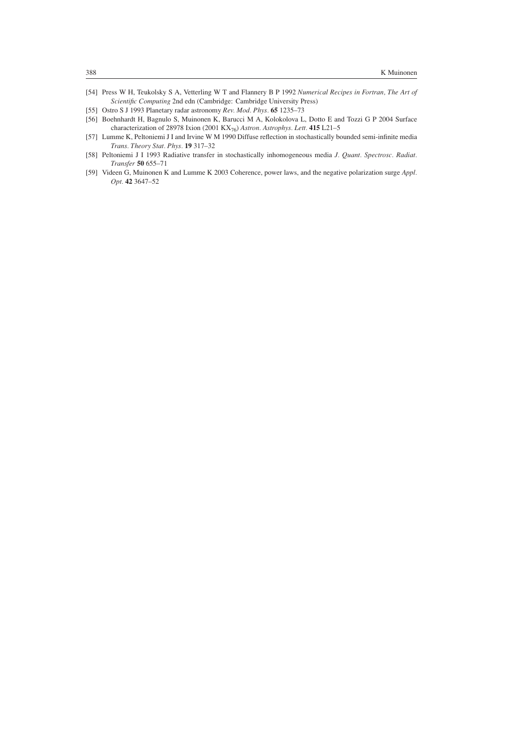[54] Press W H, Teukolsky S A, Vetterling W T and Flannery B P 1992 *Numerical Recipes in Fortran, The Art of Scientific Computing* 2nd edn (Cambridge: Cambridge University Press)

[55] Ostro S J 1993 Planetary radar astronomy *Rev. Mod. Phys.* **65** 1235–73

[56] Boehnhardt H, Bagnulo S, Muinonen K, Barucci M A, Kolokolova L, Dotto E and Tozzi G P 2004 Surface characterization of 28978 Ixion (2001 $KX_{76}$) *Astron. Astrophys. Lett.* **415** L21–5

[57] Lumme K, Peltoniemi J I and Irvine W M 1990 Diffuse reflection in stochastically bounded semi-infinite media *Trans. Theory Stat. Phys.* **19** 317–32

[58] Peltoniemi J I 1993 Radiative transfer in stochastically inhomogeneous media *J. Quant. Spectrosc. Radiat. Transfer* **50** 655–71

[59] Videen G, Muinonen K and Lumme K 2003 Coherence, power laws, and the negative polarization surge *Appl. Opt.* **42** 3647–52